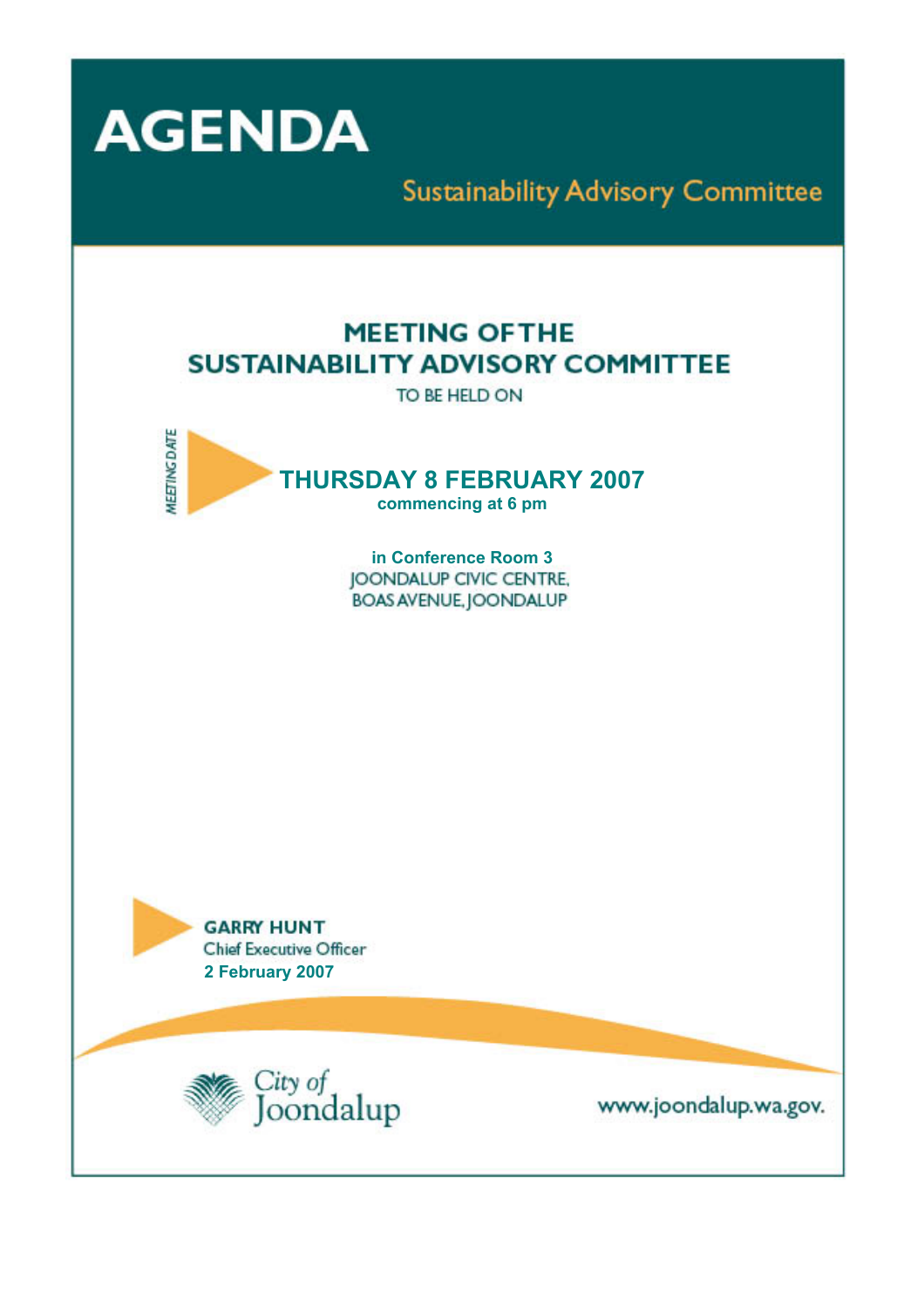# AGENDA

## Sustainability Advisory Committee

## MEETING OF THE SUSTAINABILITY ADVISORY COMMITTEE

TO BE HELD ON

MEETING DATE

**THURSDAY 8 FEBRUARY 2007**
**commencing at 6 pm**

**in Conference Room 3**
JOONDALUP CIVIC CENTRE,
BOAS AVENUE, JOONDALUP

**GARRY HUNT**
Chief Executive Officer
**2 February 2007**

City of Joondalup

www.joondalup.wa.gov.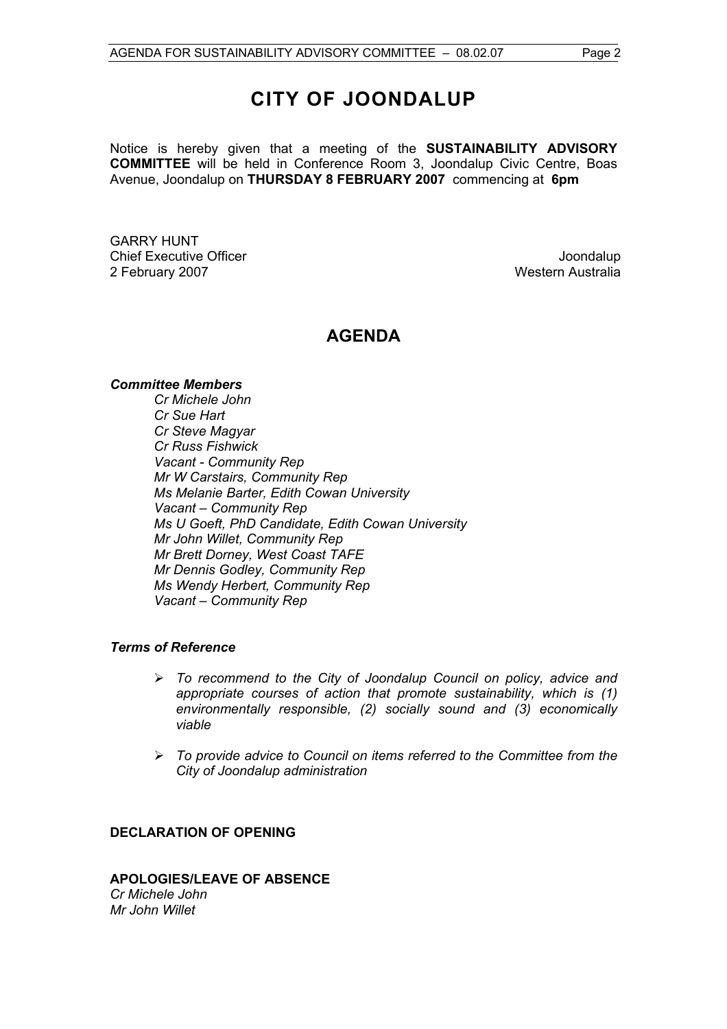# CITY OF JOONDALUP

Notice is hereby given that a meeting of the **SUSTAINABILITY ADVISORY COMMITTEE** will be held in Conference Room 3, Joondalup Civic Centre, Boas Avenue, Joondalup on **THURSDAY 8 FEBRUARY 2007** commencing at **6pm**

GARRY HUNT
Chief Executive Officer
2 February 2007

Joondalup
Western Australia

## AGENDA

***Committee Members***

*Cr Michele John*
*Cr Sue Hart*
*Cr Steve Magyar*
*Cr Russ Fishwick*
*Vacant - Community Rep*
*Mr W Carstairs, Community Rep*
*Ms Melanie Barter, Edith Cowan University*
*Vacant – Community Rep*
*Ms U Goeft, PhD Candidate, Edith Cowan University*
*Mr John Willet, Community Rep*
*Mr Brett Dorney, West Coast TAFE*
*Mr Dennis Godley, Community Rep*
*Ms Wendy Herbert, Community Rep*
*Vacant – Community Rep*

***Terms of Reference***

- *To recommend to the City of Joondalup Council on policy, advice and appropriate courses of action that promote sustainability, which is (1) environmentally responsible, (2) socially sound and (3) economically viable*
- *To provide advice to Council on items referred to the Committee from the City of Joondalup administration*

**DECLARATION OF OPENING**

**APOLOGIES/LEAVE OF ABSENCE**
*Cr Michele John*
*Mr John Willet*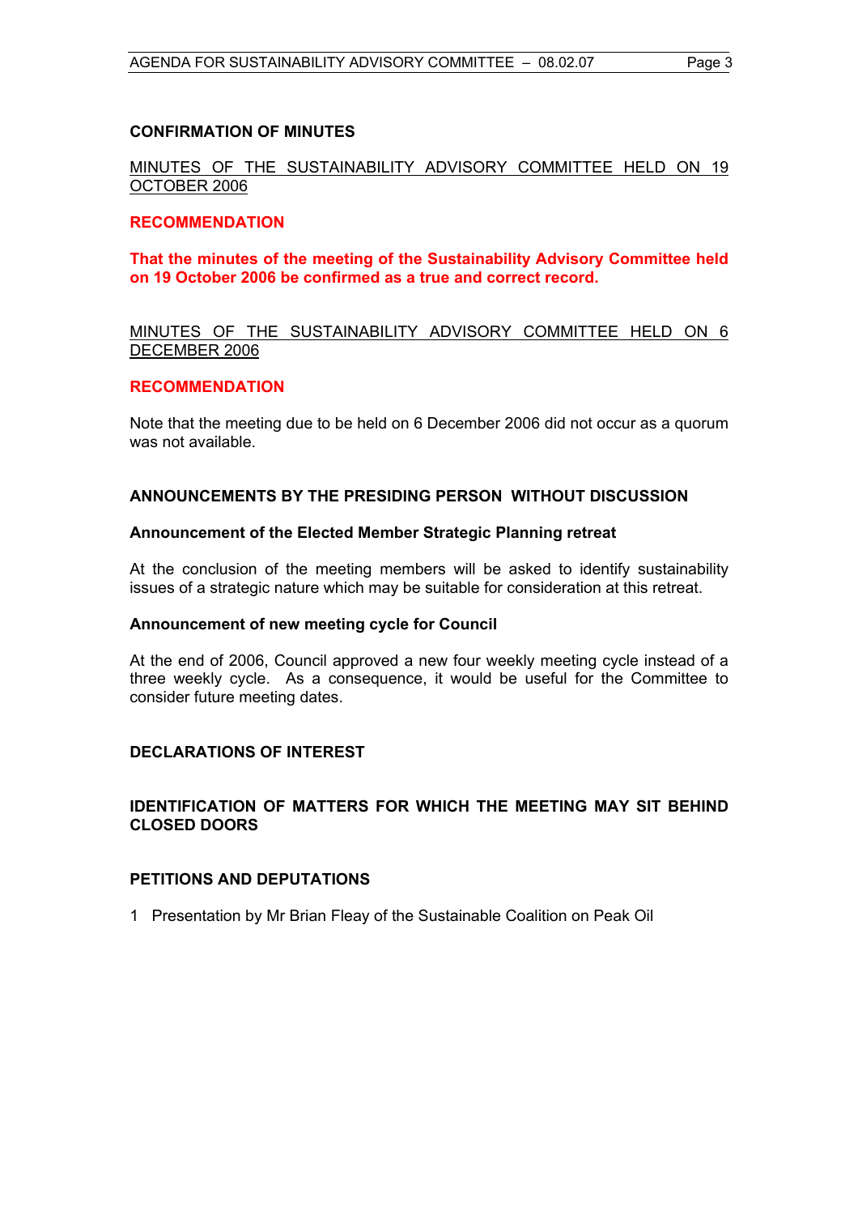## CONFIRMATION OF MINUTES

MINUTES OF THE SUSTAINABILITY ADVISORY COMMITTEE HELD ON 19 OCTOBER 2006

**RECOMMENDATION**

**That the minutes of the meeting of the Sustainability Advisory Committee held on 19 October 2006 be confirmed as a true and correct record.**

MINUTES OF THE SUSTAINABILITY ADVISORY COMMITTEE HELD ON 6 DECEMBER 2006

**RECOMMENDATION**

Note that the meeting due to be held on 6 December 2006 did not occur as a quorum was not available.

## ANNOUNCEMENTS BY THE PRESIDING PERSON WITHOUT DISCUSSION

### Announcement of the Elected Member Strategic Planning retreat

At the conclusion of the meeting members will be asked to identify sustainability issues of a strategic nature which may be suitable for consideration at this retreat.

### Announcement of new meeting cycle for Council

At the end of 2006, Council approved a new four weekly meeting cycle instead of a three weekly cycle. As a consequence, it would be useful for the Committee to consider future meeting dates.

## DECLARATIONS OF INTEREST

## IDENTIFICATION OF MATTERS FOR WHICH THE MEETING MAY SIT BEHIND CLOSED DOORS

## PETITIONS AND DEPUTATIONS

1 Presentation by Mr Brian Fleay of the Sustainable Coalition on Peak Oil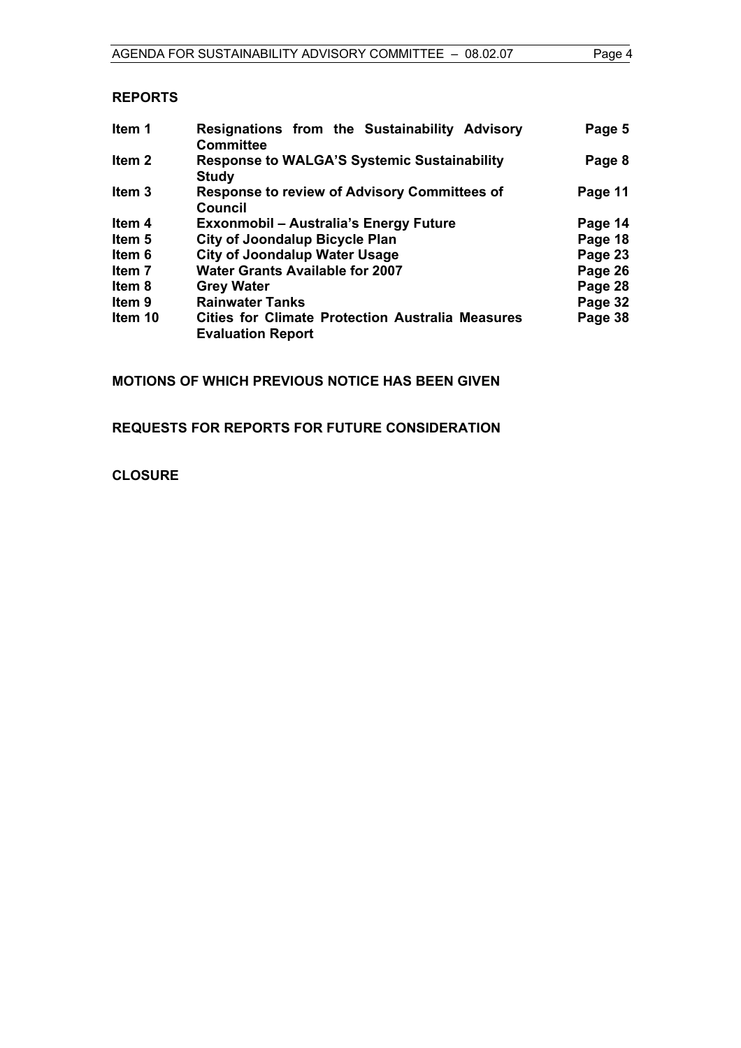**REPORTS**

| | | |
|---|---|---|
| **Item 1** | **Resignations from the Sustainability Advisory Committee** | **Page 5** |
| **Item 2** | **Response to WALGA'S Systemic Sustainability Study** | **Page 8** |
| **Item 3** | **Response to review of Advisory Committees of Council** | **Page 11** |
| **Item 4** | **Exxonmobil – Australia's Energy Future** | **Page 14** |
| **Item 5** | **City of Joondalup Bicycle Plan** | **Page 18** |
| **Item 6** | **City of Joondalup Water Usage** | **Page 23** |
| **Item 7** | **Water Grants Available for 2007** | **Page 26** |
| **Item 8** | **Grey Water** | **Page 28** |
| **Item 9** | **Rainwater Tanks** | **Page 32** |
| **Item 10** | **Cities for Climate Protection Australia Measures Evaluation Report** | **Page 38** |

**MOTIONS OF WHICH PREVIOUS NOTICE HAS BEEN GIVEN**

**REQUESTS FOR REPORTS FOR FUTURE CONSIDERATION**

**CLOSURE**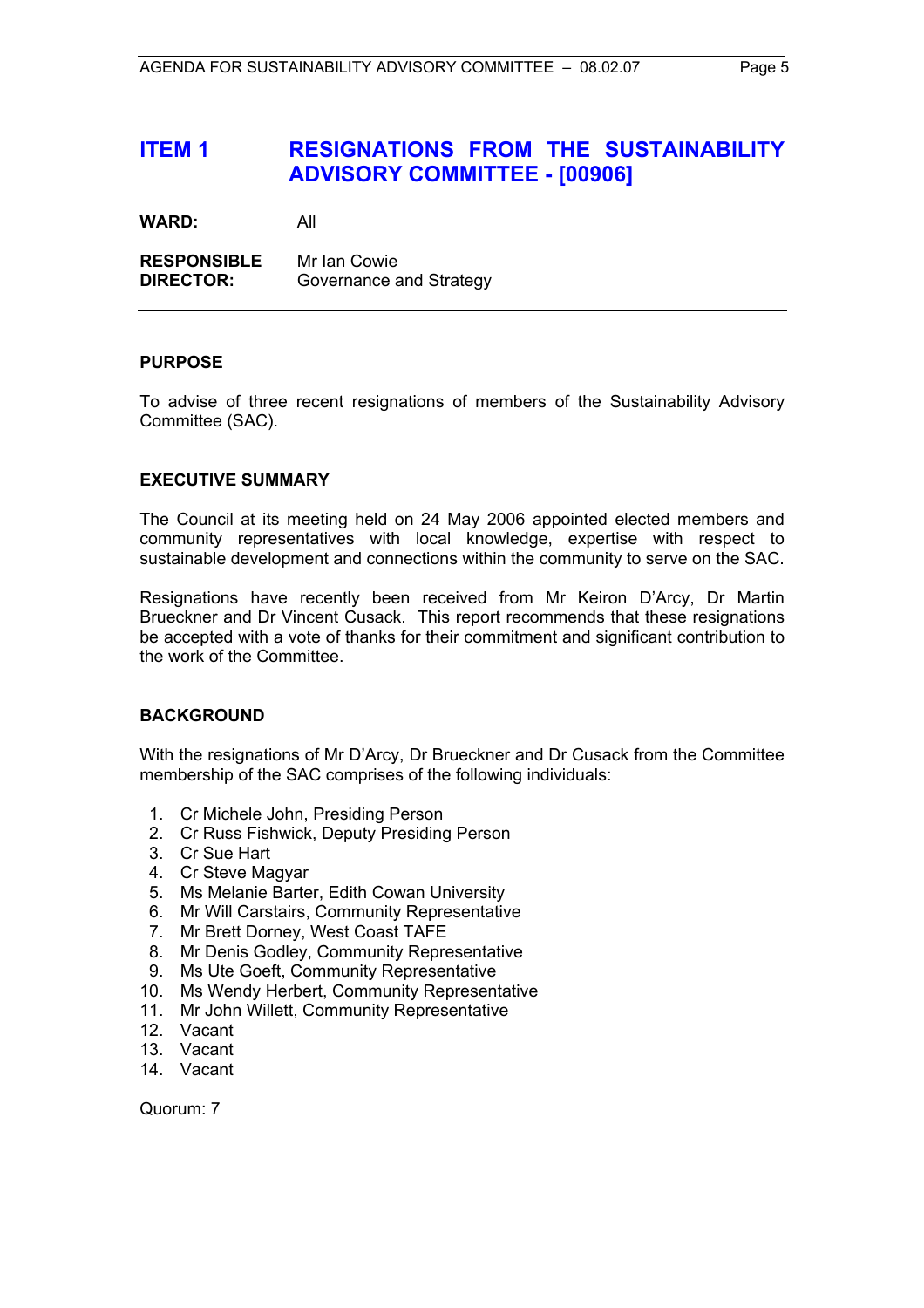# ITEM 1 RESIGNATIONS FROM THE SUSTAINABILITY ADVISORY COMMITTEE - [00906]

**WARD:** All

**RESPONSIBLE DIRECTOR:** Mr Ian Cowie
Governance and Strategy

---

## PURPOSE

To advise of three recent resignations of members of the Sustainability Advisory Committee (SAC).

## EXECUTIVE SUMMARY

The Council at its meeting held on 24 May 2006 appointed elected members and community representatives with local knowledge, expertise with respect to sustainable development and connections within the community to serve on the SAC.

Resignations have recently been received from Mr Keiron D'Arcy, Dr Martin Brueckner and Dr Vincent Cusack. This report recommends that these resignations be accepted with a vote of thanks for their commitment and significant contribution to the work of the Committee.

## BACKGROUND

With the resignations of Mr D'Arcy, Dr Brueckner and Dr Cusack from the Committee membership of the SAC comprises of the following individuals:

1. Cr Michele John, Presiding Person
2. Cr Russ Fishwick, Deputy Presiding Person
3. Cr Sue Hart
4. Cr Steve Magyar
5. Ms Melanie Barter, Edith Cowan University
6. Mr Will Carstairs, Community Representative
7. Mr Brett Dorney, West Coast TAFE
8. Mr Denis Godley, Community Representative
9. Ms Ute Goeft, Community Representative
10. Ms Wendy Herbert, Community Representative
11. Mr John Willett, Community Representative
12. Vacant
13. Vacant
14. Vacant

Quorum: 7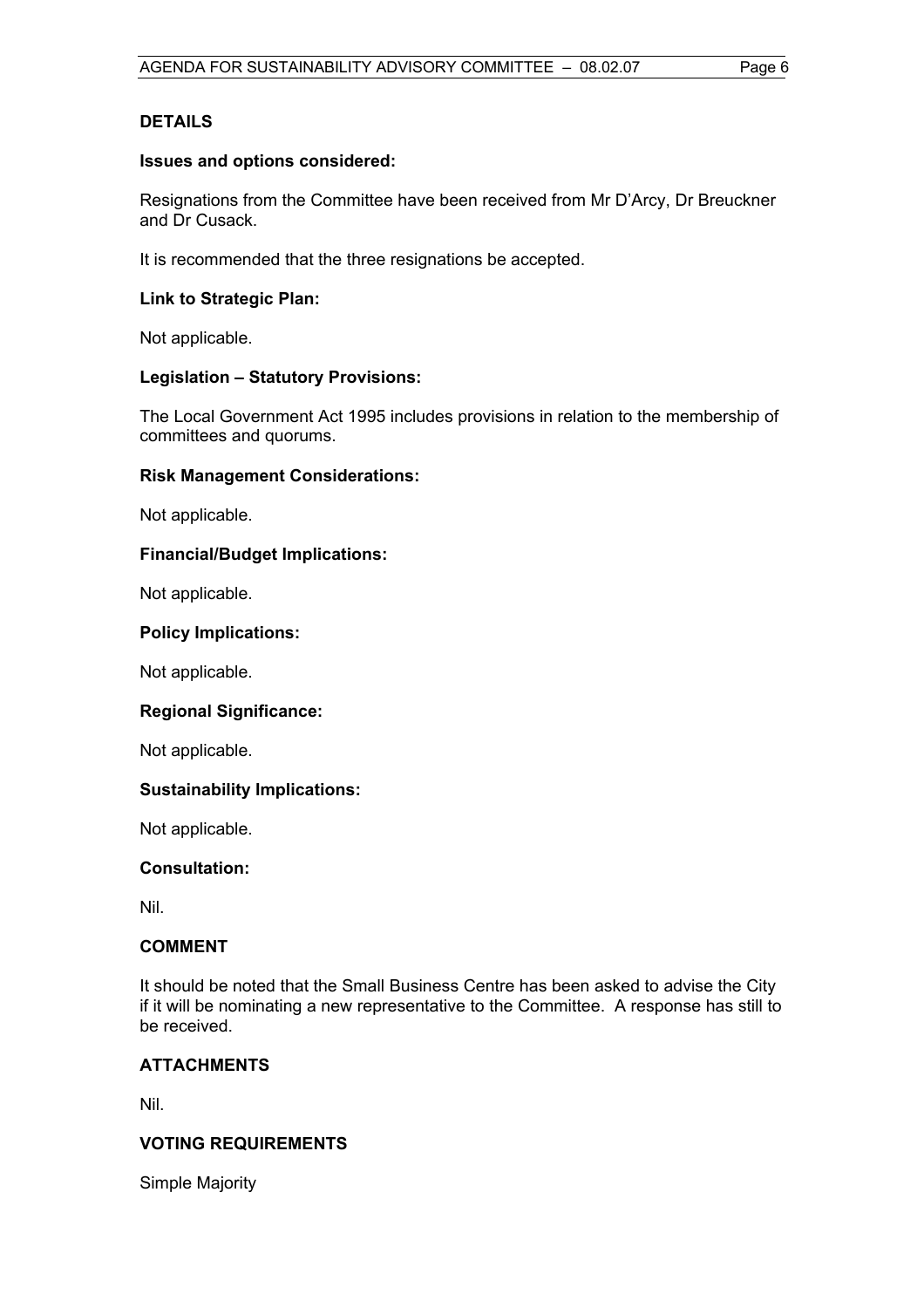## DETAILS

### Issues and options considered:

Resignations from the Committee have been received from Mr D'Arcy, Dr Breuckner and Dr Cusack.

It is recommended that the three resignations be accepted.

### Link to Strategic Plan:

Not applicable.

### Legislation – Statutory Provisions:

The Local Government Act 1995 includes provisions in relation to the membership of committees and quorums.

### Risk Management Considerations:

Not applicable.

### Financial/Budget Implications:

Not applicable.

### Policy Implications:

Not applicable.

### Regional Significance:

Not applicable.

### Sustainability Implications:

Not applicable.

### Consultation:

Nil.

## COMMENT

It should be noted that the Small Business Centre has been asked to advise the City if it will be nominating a new representative to the Committee. A response has still to be received.

## ATTACHMENTS

Nil.

## VOTING REQUIREMENTS

Simple Majority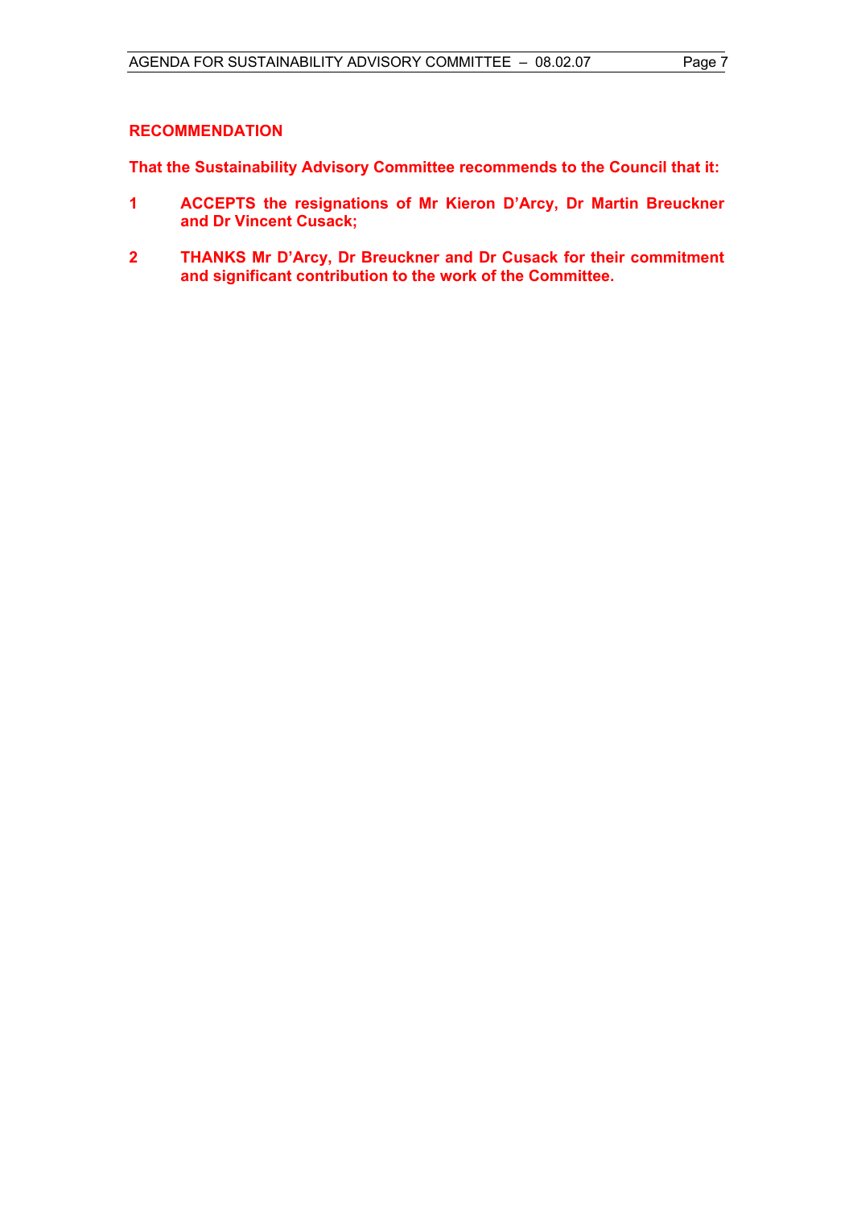**RECOMMENDATION**

**That the Sustainability Advisory Committee recommends to the Council that it:**

**1 ACCEPTS the resignations of Mr Kieron D'Arcy, Dr Martin Breuckner and Dr Vincent Cusack;**

**2 THANKS Mr D'Arcy, Dr Breuckner and Dr Cusack for their commitment and significant contribution to the work of the Committee.**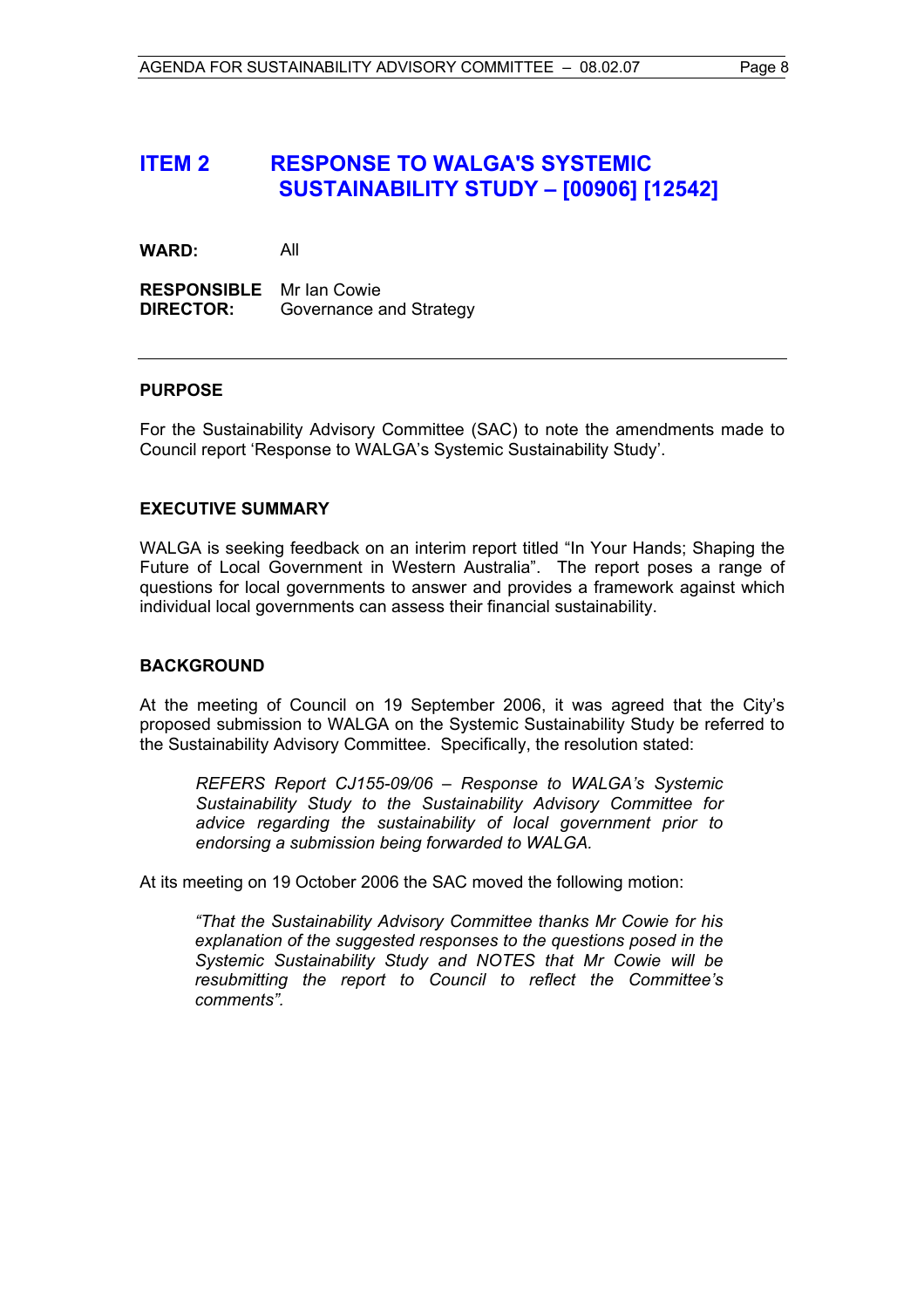## ITEM 2 RESPONSE TO WALGA'S SYSTEMIC SUSTAINABILITY STUDY – [00906] [12542]

**WARD:** All

**RESPONSIBLE DIRECTOR:** Mr Ian Cowie
Governance and Strategy

---

### PURPOSE

For the Sustainability Advisory Committee (SAC) to note the amendments made to Council report 'Response to WALGA's Systemic Sustainability Study'.

### EXECUTIVE SUMMARY

WALGA is seeking feedback on an interim report titled "In Your Hands; Shaping the Future of Local Government in Western Australia". The report poses a range of questions for local governments to answer and provides a framework against which individual local governments can assess their financial sustainability.

### BACKGROUND

At the meeting of Council on 19 September 2006, it was agreed that the City's proposed submission to WALGA on the Systemic Sustainability Study be referred to the Sustainability Advisory Committee. Specifically, the resolution stated:

> *REFERS Report CJ155-09/06 – Response to WALGA's Systemic Sustainability Study to the Sustainability Advisory Committee for advice regarding the sustainability of local government prior to endorsing a submission being forwarded to WALGA.*

At its meeting on 19 October 2006 the SAC moved the following motion:

> *"That the Sustainability Advisory Committee thanks Mr Cowie for his explanation of the suggested responses to the questions posed in the Systemic Sustainability Study and NOTES that Mr Cowie will be resubmitting the report to Council to reflect the Committee's comments".*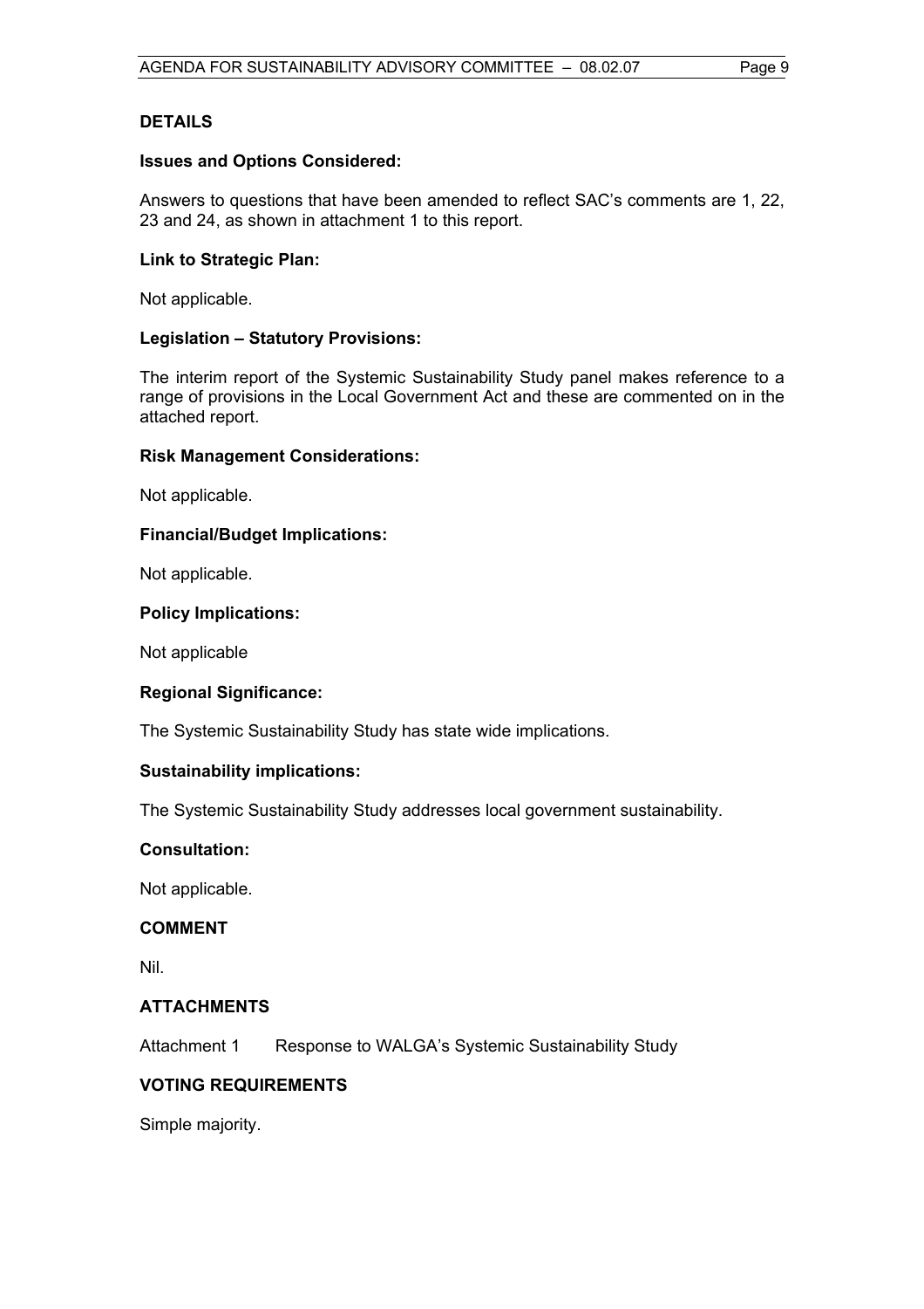## DETAILS

### Issues and Options Considered:

Answers to questions that have been amended to reflect SAC's comments are 1, 22, 23 and 24, as shown in attachment 1 to this report.

### Link to Strategic Plan:

Not applicable.

### Legislation – Statutory Provisions:

The interim report of the Systemic Sustainability Study panel makes reference to a range of provisions in the Local Government Act and these are commented on in the attached report.

### Risk Management Considerations:

Not applicable.

### Financial/Budget Implications:

Not applicable.

### Policy Implications:

Not applicable

### Regional Significance:

The Systemic Sustainability Study has state wide implications.

### Sustainability implications:

The Systemic Sustainability Study addresses local government sustainability.

### Consultation:

Not applicable.

## COMMENT

Nil.

## ATTACHMENTS

Attachment 1 Response to WALGA's Systemic Sustainability Study

## VOTING REQUIREMENTS

Simple majority.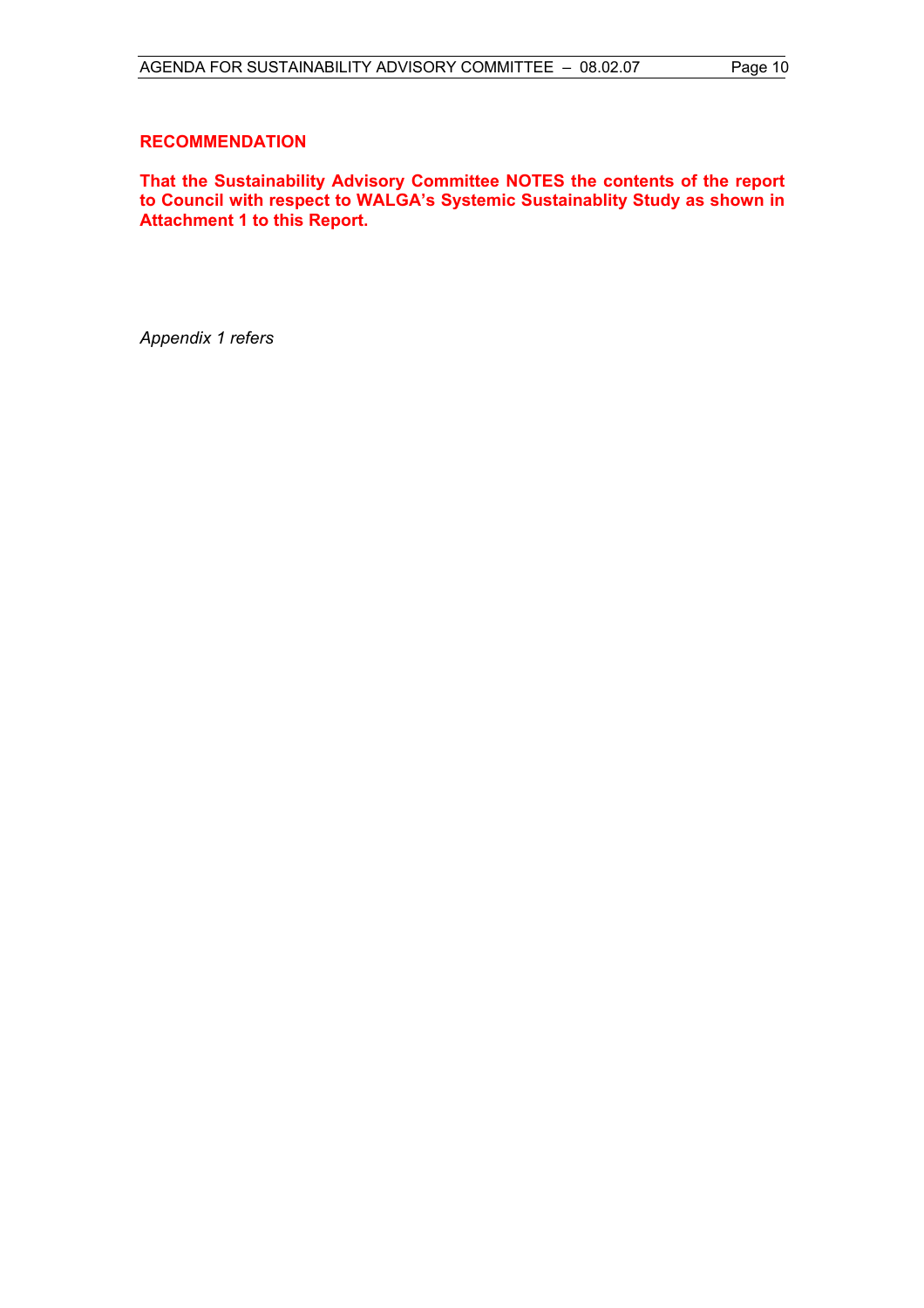**RECOMMENDATION**

**That the Sustainability Advisory Committee NOTES the contents of the report to Council with respect to WALGA's Systemic Sustainablity Study as shown in Attachment 1 to this Report.**

*Appendix 1 refers*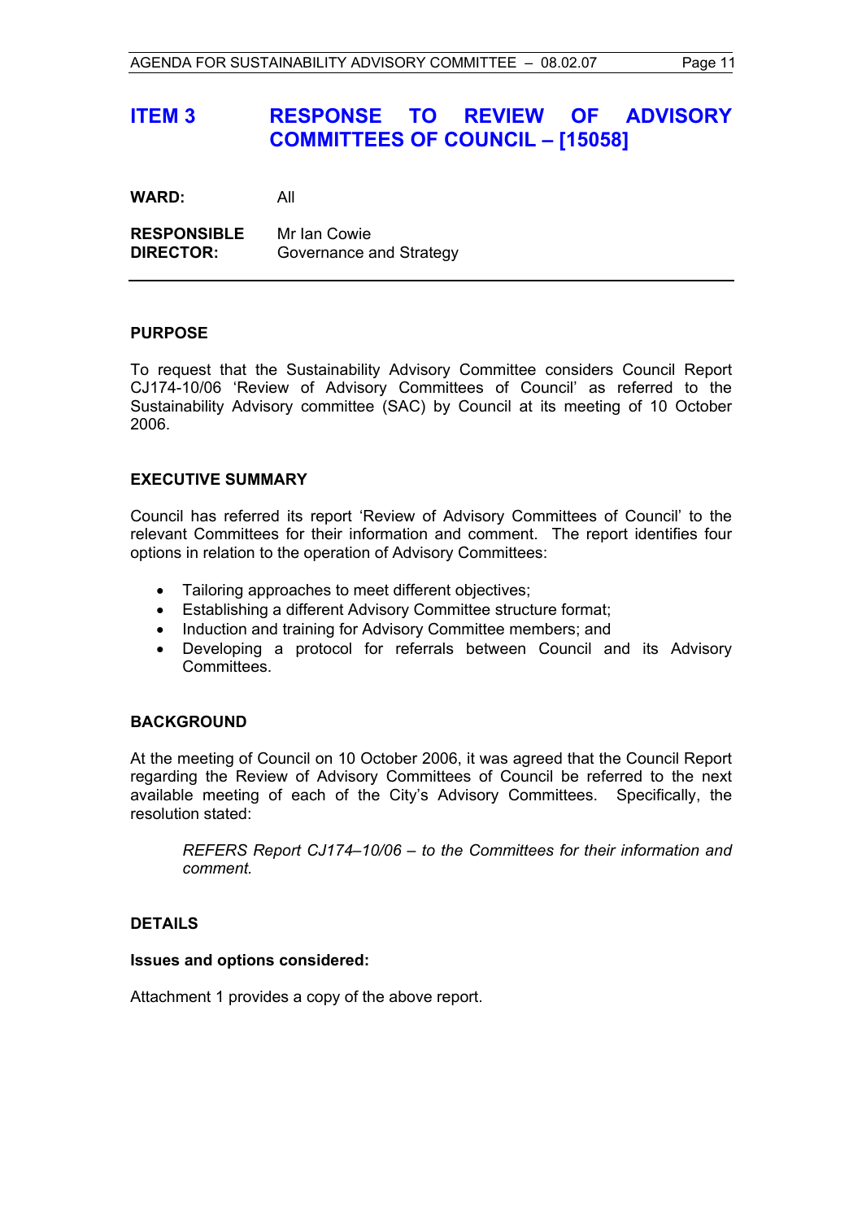# ITEM 3 RESPONSE TO REVIEW OF ADVISORY COMMITTEES OF COUNCIL – [15058]

**WARD:** All

**RESPONSIBLE DIRECTOR:** Mr Ian Cowie
Governance and Strategy

---

## PURPOSE

To request that the Sustainability Advisory Committee considers Council Report CJ174-10/06 'Review of Advisory Committees of Council' as referred to the Sustainability Advisory committee (SAC) by Council at its meeting of 10 October 2006.

## EXECUTIVE SUMMARY

Council has referred its report 'Review of Advisory Committees of Council' to the relevant Committees for their information and comment. The report identifies four options in relation to the operation of Advisory Committees:

- Tailoring approaches to meet different objectives;
- Establishing a different Advisory Committee structure format;
- Induction and training for Advisory Committee members; and
- Developing a protocol for referrals between Council and its Advisory Committees.

## BACKGROUND

At the meeting of Council on 10 October 2006, it was agreed that the Council Report regarding the Review of Advisory Committees of Council be referred to the next available meeting of each of the City's Advisory Committees. Specifically, the resolution stated:

> *REFERS Report CJ174–10/06 – to the Committees for their information and comment.*

## DETAILS

### Issues and options considered:

Attachment 1 provides a copy of the above report.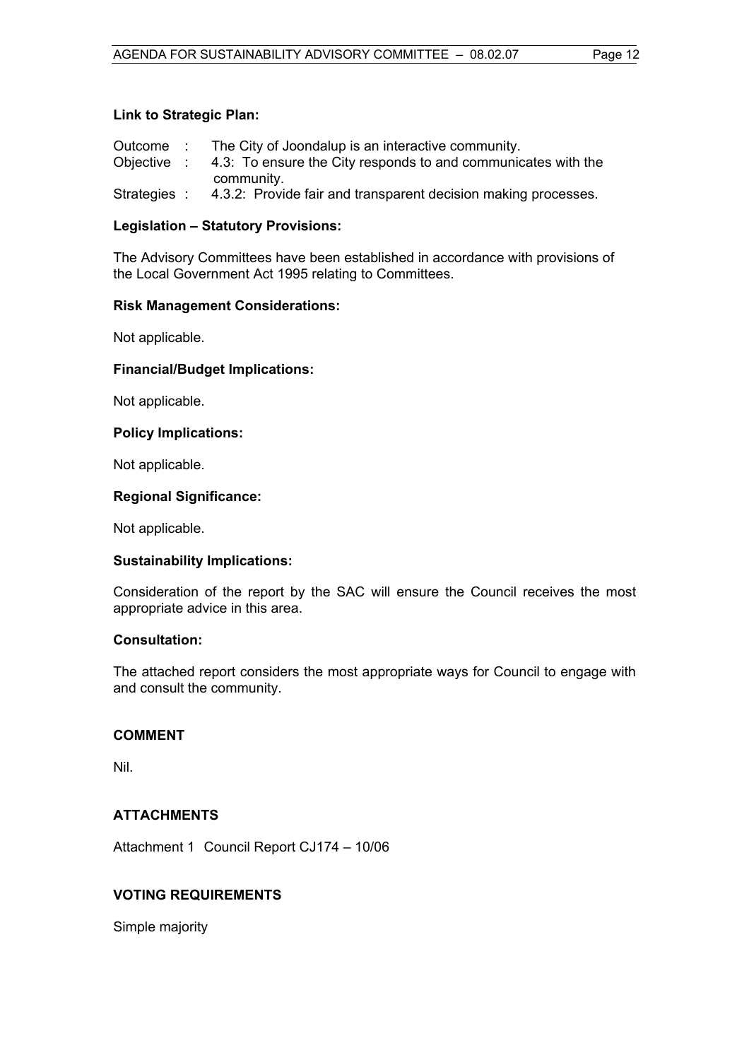**Link to Strategic Plan:**

Outcome : The City of Joondalup is an interactive community.

Objective : 4.3: To ensure the City responds to and communicates with the community.

Strategies : 4.3.2: Provide fair and transparent decision making processes.

**Legislation – Statutory Provisions:**

The Advisory Committees have been established in accordance with provisions of the Local Government Act 1995 relating to Committees.

**Risk Management Considerations:**

Not applicable.

**Financial/Budget Implications:**

Not applicable.

**Policy Implications:**

Not applicable.

**Regional Significance:**

Not applicable.

**Sustainability Implications:**

Consideration of the report by the SAC will ensure the Council receives the most appropriate advice in this area.

**Consultation:**

The attached report considers the most appropriate ways for Council to engage with and consult the community.

## COMMENT

Nil.

## ATTACHMENTS

Attachment 1 Council Report CJ174 – 10/06

## VOTING REQUIREMENTS

Simple majority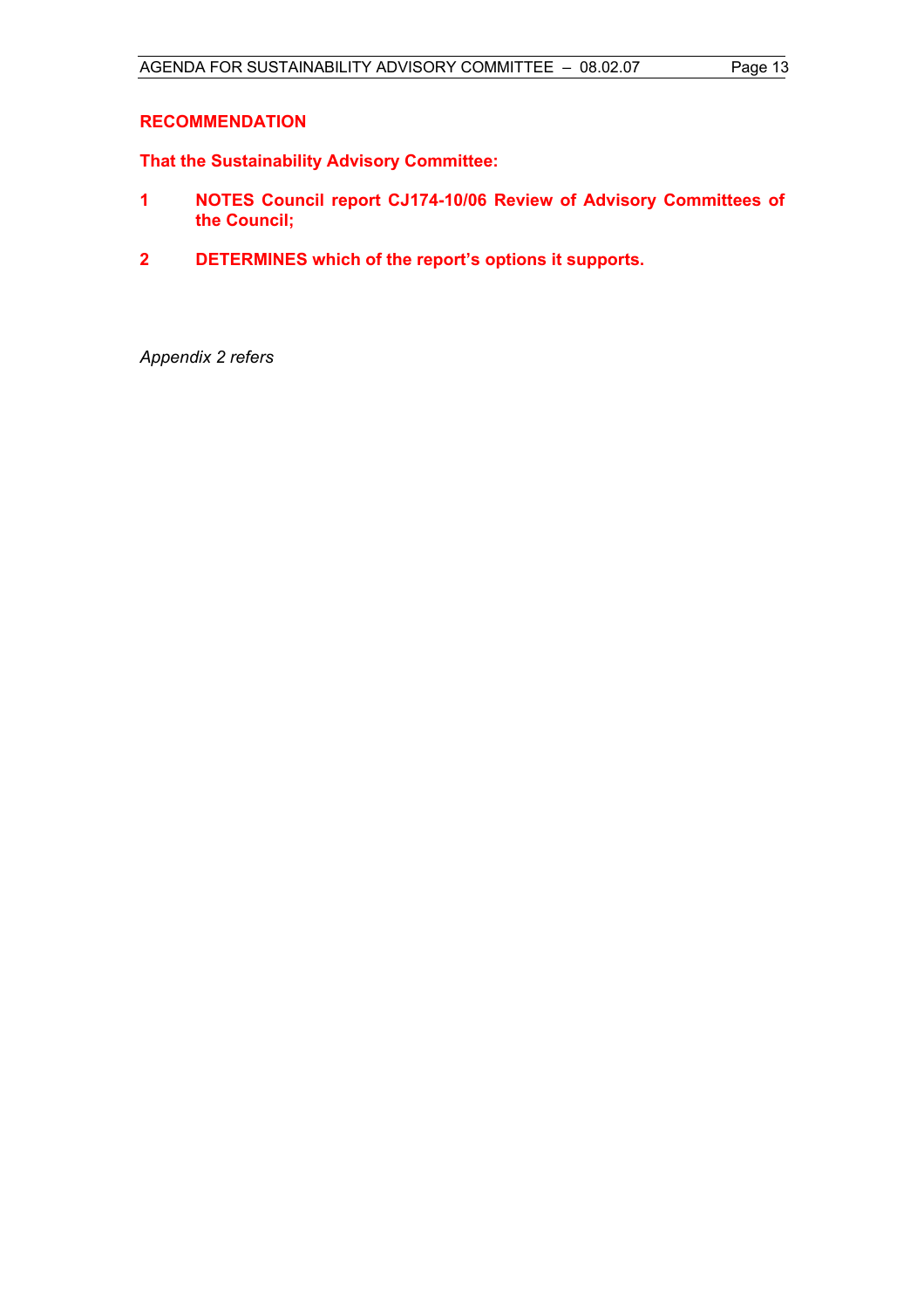**RECOMMENDATION**

**That the Sustainability Advisory Committee:**

1. **NOTES Council report CJ174-10/06 Review of Advisory Committees of the Council;**

2. **DETERMINES which of the report's options it supports.**

*Appendix 2 refers*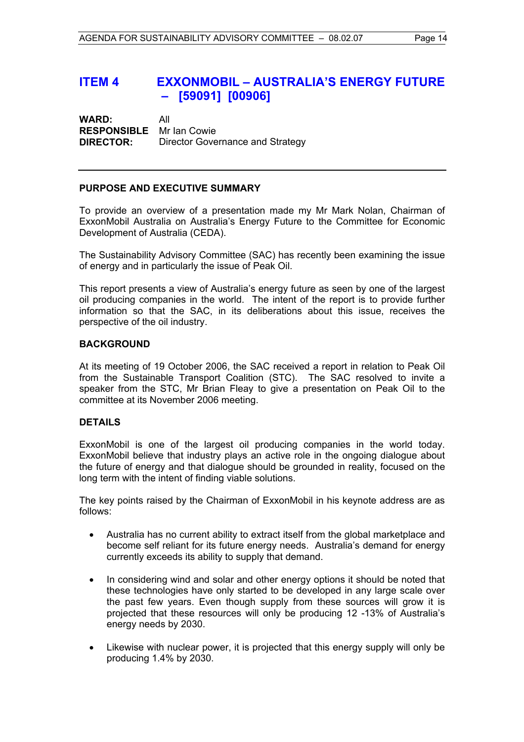# ITEM 4 EXXONMOBIL – AUSTRALIA'S ENERGY FUTURE – [59091] [00906]

**WARD:** All

**RESPONSIBLE DIRECTOR:** Mr Ian Cowie
Director Governance and Strategy

---

## PURPOSE AND EXECUTIVE SUMMARY

To provide an overview of a presentation made my Mr Mark Nolan, Chairman of ExxonMobil Australia on Australia's Energy Future to the Committee for Economic Development of Australia (CEDA).

The Sustainability Advisory Committee (SAC) has recently been examining the issue of energy and in particularly the issue of Peak Oil.

This report presents a view of Australia's energy future as seen by one of the largest oil producing companies in the world. The intent of the report is to provide further information so that the SAC, in its deliberations about this issue, receives the perspective of the oil industry.

## BACKGROUND

At its meeting of 19 October 2006, the SAC received a report in relation to Peak Oil from the Sustainable Transport Coalition (STC). The SAC resolved to invite a speaker from the STC, Mr Brian Fleay to give a presentation on Peak Oil to the committee at its November 2006 meeting.

## DETAILS

ExxonMobil is one of the largest oil producing companies in the world today. ExxonMobil believe that industry plays an active role in the ongoing dialogue about the future of energy and that dialogue should be grounded in reality, focused on the long term with the intent of finding viable solutions.

The key points raised by the Chairman of ExxonMobil in his keynote address are as follows:

- Australia has no current ability to extract itself from the global marketplace and become self reliant for its future energy needs. Australia's demand for energy currently exceeds its ability to supply that demand.
- In considering wind and solar and other energy options it should be noted that these technologies have only started to be developed in any large scale over the past few years. Even though supply from these sources will grow it is projected that these resources will only be producing 12 -13% of Australia's energy needs by 2030.
- Likewise with nuclear power, it is projected that this energy supply will only be producing 1.4% by 2030.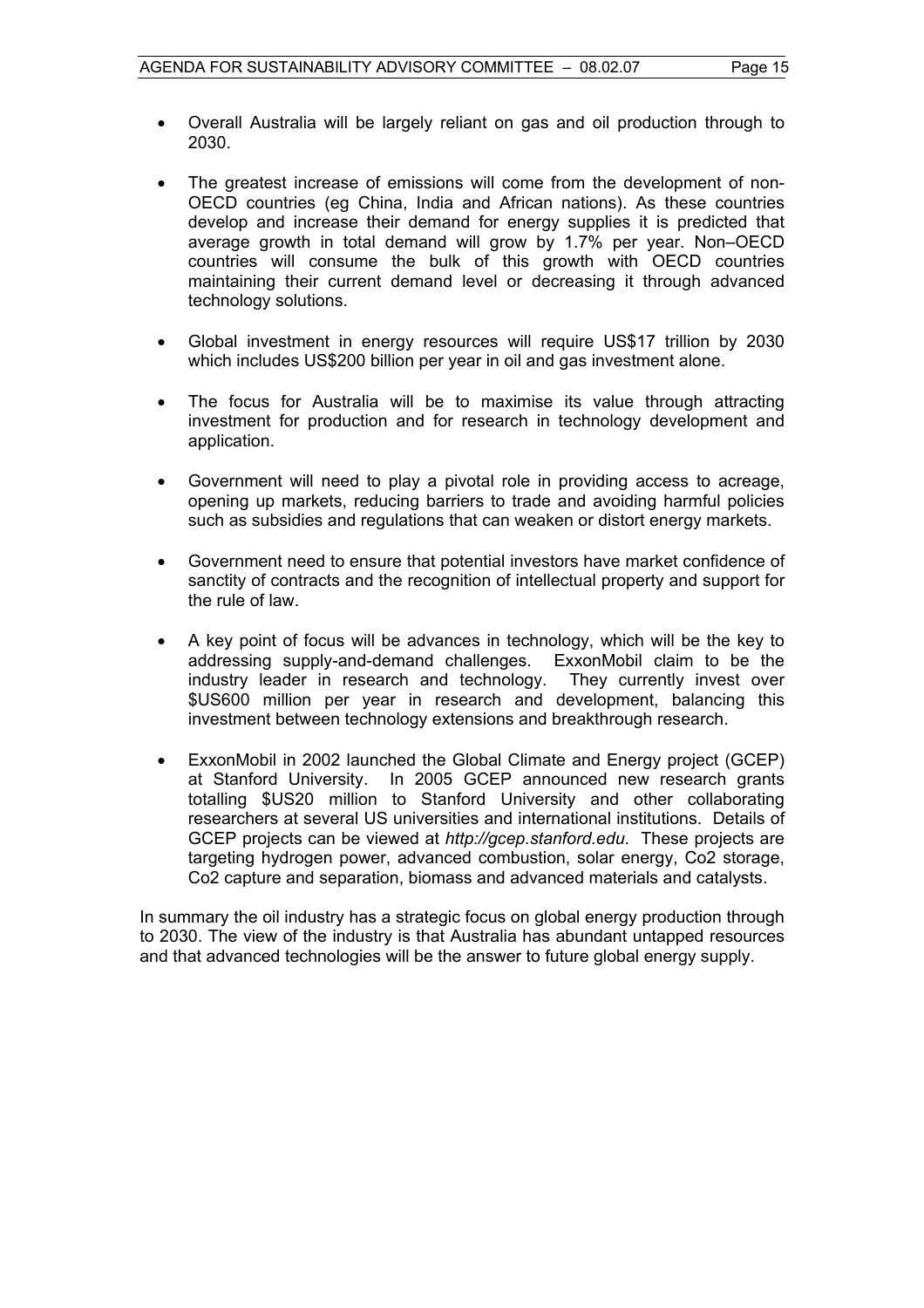- Overall Australia will be largely reliant on gas and oil production through to 2030.

- The greatest increase of emissions will come from the development of non-OECD countries (eg China, India and African nations). As these countries develop and increase their demand for energy supplies it is predicted that average growth in total demand will grow by 1.7% per year. Non–OECD countries will consume the bulk of this growth with OECD countries maintaining their current demand level or decreasing it through advanced technology solutions.

- Global investment in energy resources will require US$17 trillion by 2030 which includes US$200 billion per year in oil and gas investment alone.

- The focus for Australia will be to maximise its value through attracting investment for production and for research in technology development and application.

- Government will need to play a pivotal role in providing access to acreage, opening up markets, reducing barriers to trade and avoiding harmful policies such as subsidies and regulations that can weaken or distort energy markets.

- Government need to ensure that potential investors have market confidence of sanctity of contracts and the recognition of intellectual property and support for the rule of law.

- A key point of focus will be advances in technology, which will be the key to addressing supply-and-demand challenges. ExxonMobil claim to be the industry leader in research and technology. They currently invest over $US600 million per year in research and development, balancing this investment between technology extensions and breakthrough research.

- ExxonMobil in 2002 launched the Global Climate and Energy project (GCEP) at Stanford University. In 2005 GCEP announced new research grants totalling $US20 million to Stanford University and other collaborating researchers at several US universities and international institutions. Details of GCEP projects can be viewed at *http://gcep.stanford.edu*. These projects are targeting hydrogen power, advanced combustion, solar energy, Co2 storage, Co2 capture and separation, biomass and advanced materials and catalysts.

In summary the oil industry has a strategic focus on global energy production through to 2030. The view of the industry is that Australia has abundant untapped resources and that advanced technologies will be the answer to future global energy supply.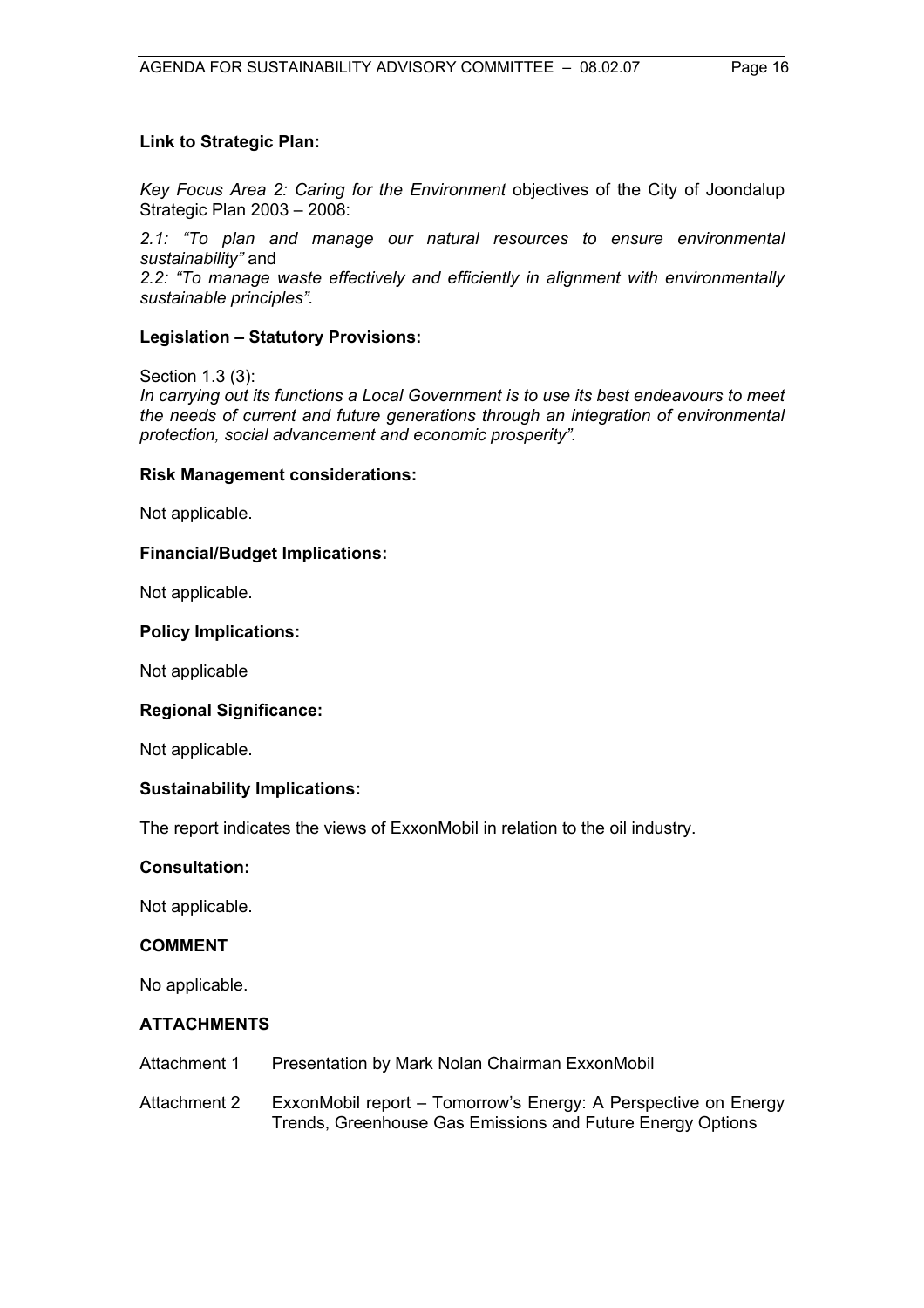**Link to Strategic Plan:**

*Key Focus Area 2: Caring for the Environment* objectives of the City of Joondalup Strategic Plan 2003 – 2008:

*2.1: "To plan and manage our natural resources to ensure environmental sustainability"* and
*2.2: "To manage waste effectively and efficiently in alignment with environmentally sustainable principles".*

**Legislation – Statutory Provisions:**

Section 1.3 (3):
*In carrying out its functions a Local Government is to use its best endeavours to meet the needs of current and future generations through an integration of environmental protection, social advancement and economic prosperity".*

**Risk Management considerations:**

Not applicable.

**Financial/Budget Implications:**

Not applicable.

**Policy Implications:**

Not applicable

**Regional Significance:**

Not applicable.

**Sustainability Implications:**

The report indicates the views of ExxonMobil in relation to the oil industry.

**Consultation:**

Not applicable.

**COMMENT**

No applicable.

**ATTACHMENTS**

| | |
|---|---|
| Attachment 1 | Presentation by Mark Nolan Chairman ExxonMobil |
| Attachment 2 | ExxonMobil report – Tomorrow's Energy: A Perspective on Energy Trends, Greenhouse Gas Emissions and Future Energy Options |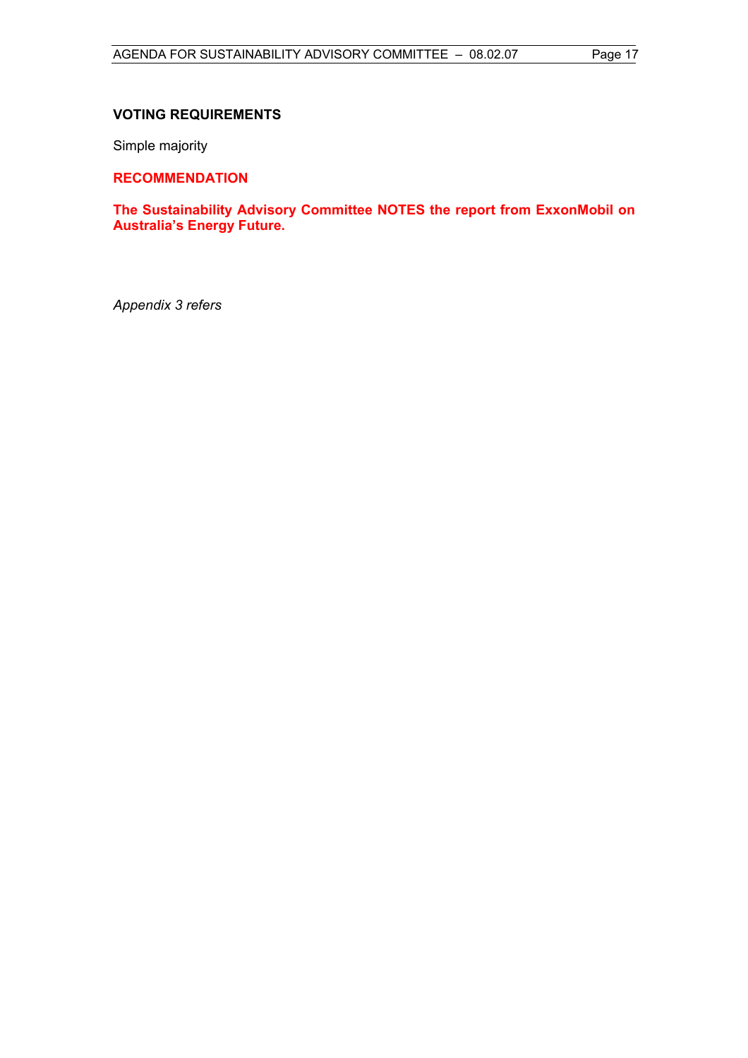### VOTING REQUIREMENTS

Simple majority

### RECOMMENDATION

**The Sustainability Advisory Committee NOTES the report from ExxonMobil on Australia's Energy Future.**

*Appendix 3 refers*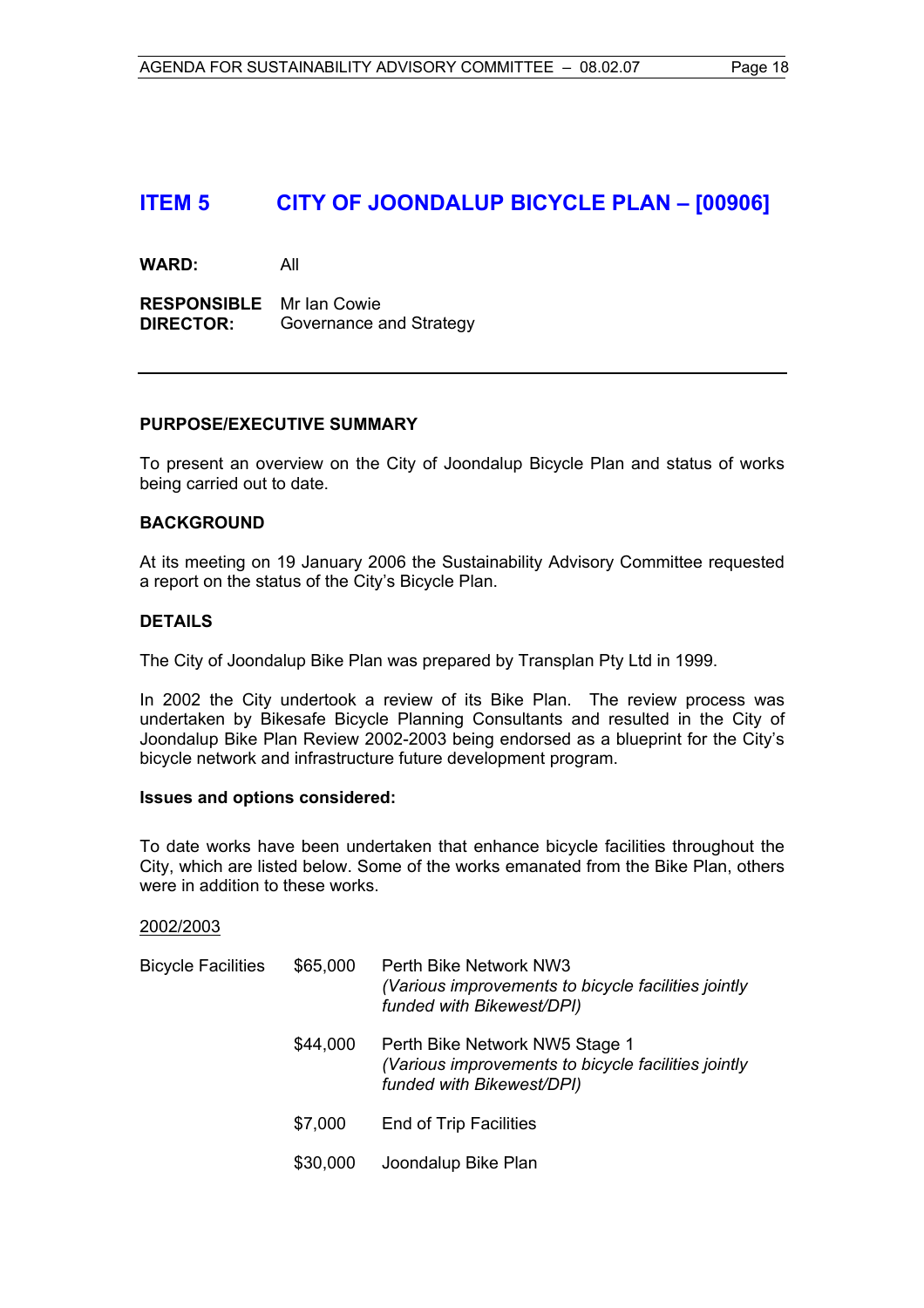## ITEM 5 CITY OF JOONDALUP BICYCLE PLAN – [00906]

**WARD:** All

**RESPONSIBLE DIRECTOR:** Mr Ian Cowie
Governance and Strategy

---

### PURPOSE/EXECUTIVE SUMMARY

To present an overview on the City of Joondalup Bicycle Plan and status of works being carried out to date.

### BACKGROUND

At its meeting on 19 January 2006 the Sustainability Advisory Committee requested a report on the status of the City's Bicycle Plan.

### DETAILS

The City of Joondalup Bike Plan was prepared by Transplan Pty Ltd in 1999.

In 2002 the City undertook a review of its Bike Plan. The review process was undertaken by Bikesafe Bicycle Planning Consultants and resulted in the City of Joondalup Bike Plan Review 2002-2003 being endorsed as a blueprint for the City's bicycle network and infrastructure future development program.

**Issues and options considered:**

To date works have been undertaken that enhance bicycle facilities throughout the City, which are listed below. Some of the works emanated from the Bike Plan, others were in addition to these works.

2002/2003

| | | |
|---|---|---|
| Bicycle Facilities | $65,000 | Perth Bike Network NW3 *(Various improvements to bicycle facilities jointly funded with Bikewest/DPI)* |
| | $44,000 | Perth Bike Network NW5 Stage 1 *(Various improvements to bicycle facilities jointly funded with Bikewest/DPI)* |
| | $7,000 | End of Trip Facilities |
| | $30,000 | Joondalup Bike Plan |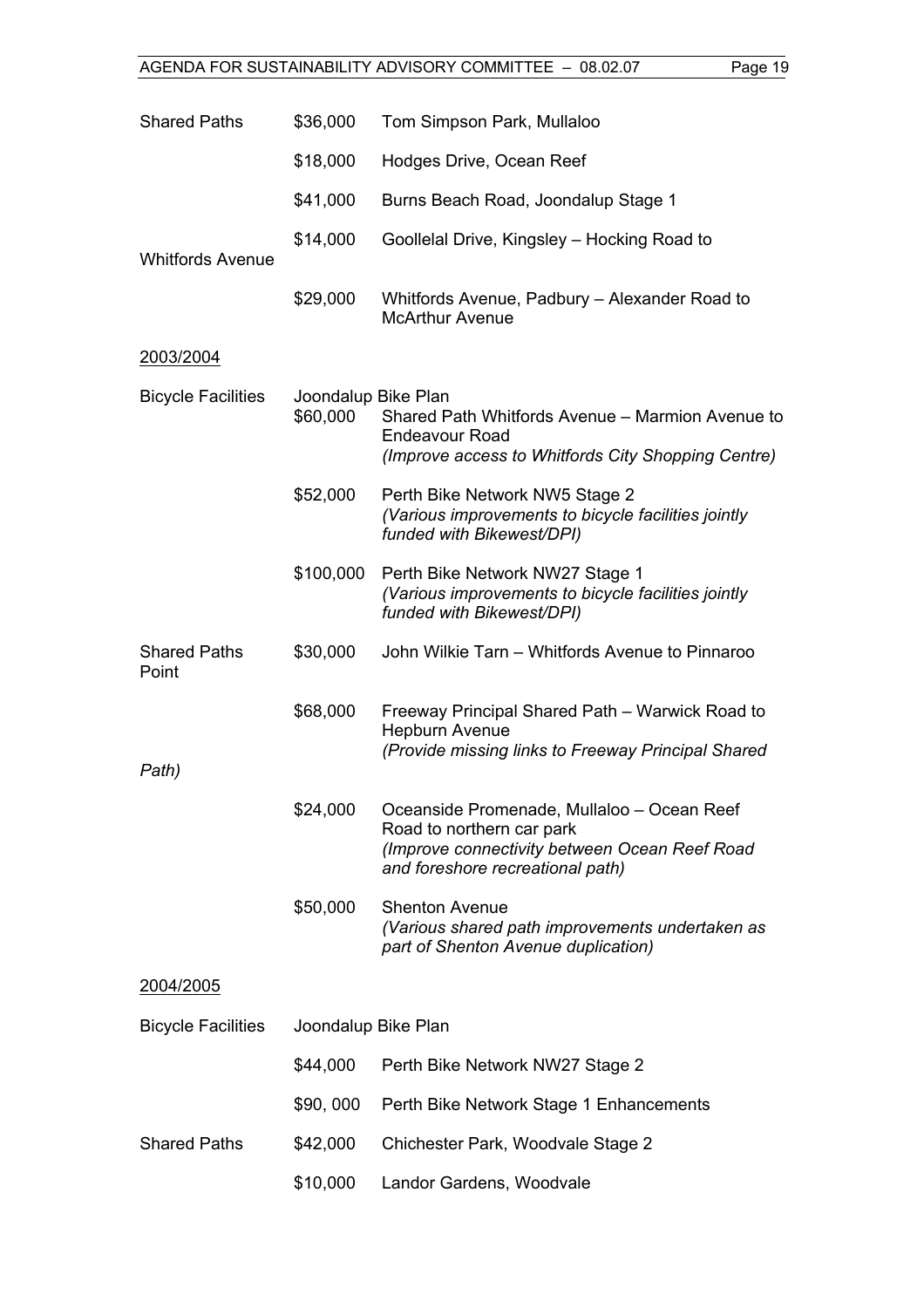| | | |
|---|---|---|
| Shared Paths | $36,000 | Tom Simpson Park, Mullaloo |
| | $18,000 | Hodges Drive, Ocean Reef |
| | $41,000 | Burns Beach Road, Joondalup Stage 1 |
| | $14,000 | Goollelal Drive, Kingsley – Hocking Road to Whitfords Avenue |
| | $29,000 | Whitfords Avenue, Padbury – Alexander Road to McArthur Avenue |

<u>2003/2004</u>

| | | |
|---|---|---|
| Bicycle Facilities | Joondalup Bike Plan | |
| | $60,000 | Shared Path Whitfords Avenue – Marmion Avenue to Endeavour Road *(Improve access to Whitfords City Shopping Centre)* |
| | $52,000 | Perth Bike Network NW5 Stage 2 *(Various improvements to bicycle facilities jointly funded with Bikewest/DPI)* |
| | $100,000 | Perth Bike Network NW27 Stage 1 *(Various improvements to bicycle facilities jointly funded with Bikewest/DPI)* |
| Shared Paths | $30,000 | John Wilkie Tarn – Whitfords Avenue to Pinnaroo Point |
| | $68,000 | Freeway Principal Shared Path – Warwick Road to Hepburn Avenue *(Provide missing links to Freeway Principal Shared Path)* |
| | $24,000 | Oceanside Promenade, Mullaloo – Ocean Reef Road to northern car park *(Improve connectivity between Ocean Reef Road and foreshore recreational path)* |
| | $50,000 | Shenton Avenue *(Various shared path improvements undertaken as part of Shenton Avenue duplication)* |

<u>2004/2005</u>

| | | |
|---|---|---|
| Bicycle Facilities | Joondalup Bike Plan | |
| | $44,000 | Perth Bike Network NW27 Stage 2 |
| | $90, 000 | Perth Bike Network Stage 1 Enhancements |
| Shared Paths | $42,000 | Chichester Park, Woodvale Stage 2 |
| | $10,000 | Landor Gardens, Woodvale |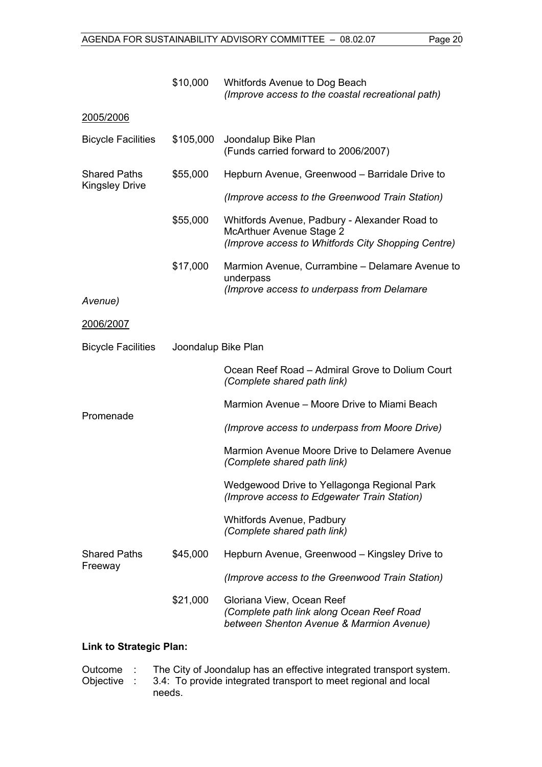| | | |
|---|---|---|
| | $10,000 | Whitfords Avenue to Dog Beach *(Improve access to the coastal recreational path)* |

2005/2006

| | | |
|---|---|---|
| Bicycle Facilities | $105,000 | Joondalup Bike Plan (Funds carried forward to 2006/2007) |
| Shared Paths Kingsley Drive | $55,000 | Hepburn Avenue, Greenwood – Barridale Drive to *(Improve access to the Greenwood Train Station)* |
| | $55,000 | Whitfords Avenue, Padbury - Alexander Road to McArthuer Avenue Stage 2 *(Improve access to Whitfords City Shopping Centre)* |
| | $17,000 | Marmion Avenue, Currambine – Delamare Avenue to underpass *(Improve access to underpass from Delamare Avenue)* |

2006/2007

| | | |
|---|---|---|
| Bicycle Facilities | Joondalup Bike Plan | |
| | | Ocean Reef Road – Admiral Grove to Dolium Court *(Complete shared path link)* |
| Promenade | | Marmion Avenue – Moore Drive to Miami Beach *(Improve access to underpass from Moore Drive)* |
| | | Marmion Avenue Moore Drive to Delamere Avenue *(Complete shared path link)* |
| | | Wedgewood Drive to Yellagonga Regional Park *(Improve access to Edgewater Train Station)* |
| | | Whitfords Avenue, Padbury *(Complete shared path link)* |
| Shared Paths Freeway | $45,000 | Hepburn Avenue, Greenwood – Kingsley Drive to *(Improve access to the Greenwood Train Station)* |
| | $21,000 | Gloriana View, Ocean Reef *(Complete path link along Ocean Reef Road between Shenton Avenue & Marmion Avenue)* |

**Link to Strategic Plan:**

Outcome : The City of Joondalup has an effective integrated transport system.
Objective : 3.4: To provide integrated transport to meet regional and local needs.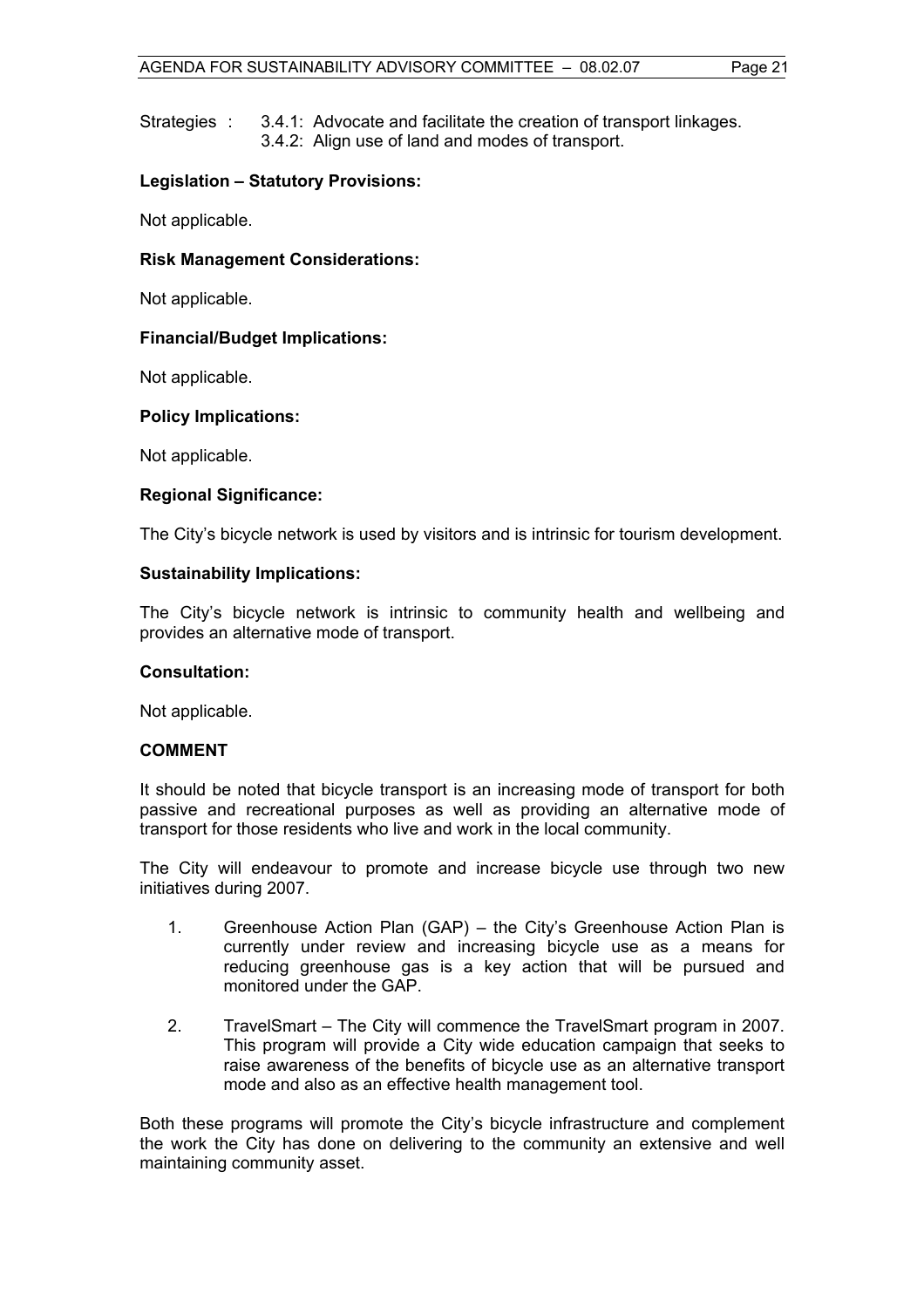Strategies : 3.4.1: Advocate and facilitate the creation of transport linkages.
3.4.2: Align use of land and modes of transport.

**Legislation – Statutory Provisions:**

Not applicable.

**Risk Management Considerations:**

Not applicable.

**Financial/Budget Implications:**

Not applicable.

**Policy Implications:**

Not applicable.

**Regional Significance:**

The City's bicycle network is used by visitors and is intrinsic for tourism development.

**Sustainability Implications:**

The City's bicycle network is intrinsic to community health and wellbeing and provides an alternative mode of transport.

**Consultation:**

Not applicable.

**COMMENT**

It should be noted that bicycle transport is an increasing mode of transport for both passive and recreational purposes as well as providing an alternative mode of transport for those residents who live and work in the local community.

The City will endeavour to promote and increase bicycle use through two new initiatives during 2007.

1. Greenhouse Action Plan (GAP) – the City's Greenhouse Action Plan is currently under review and increasing bicycle use as a means for reducing greenhouse gas is a key action that will be pursued and monitored under the GAP.

2. TravelSmart – The City will commence the TravelSmart program in 2007. This program will provide a City wide education campaign that seeks to raise awareness of the benefits of bicycle use as an alternative transport mode and also as an effective health management tool.

Both these programs will promote the City's bicycle infrastructure and complement the work the City has done on delivering to the community an extensive and well maintaining community asset.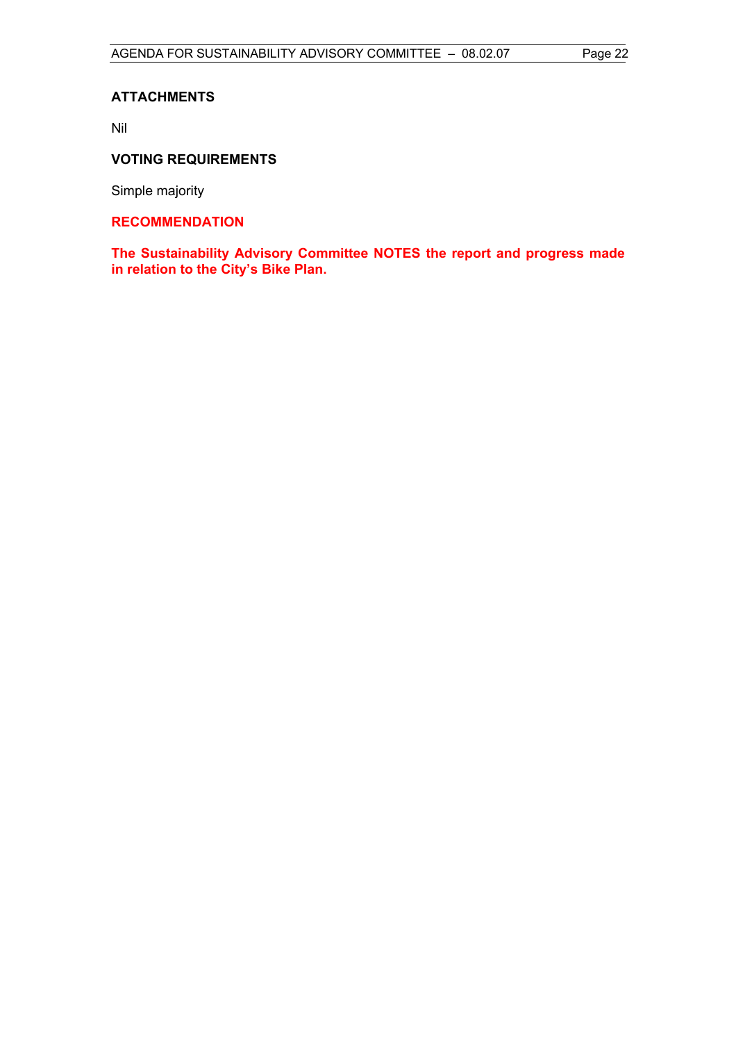**ATTACHMENTS**

Nil

**VOTING REQUIREMENTS**

Simple majority

**RECOMMENDATION**

**The Sustainability Advisory Committee NOTES the report and progress made in relation to the City's Bike Plan.**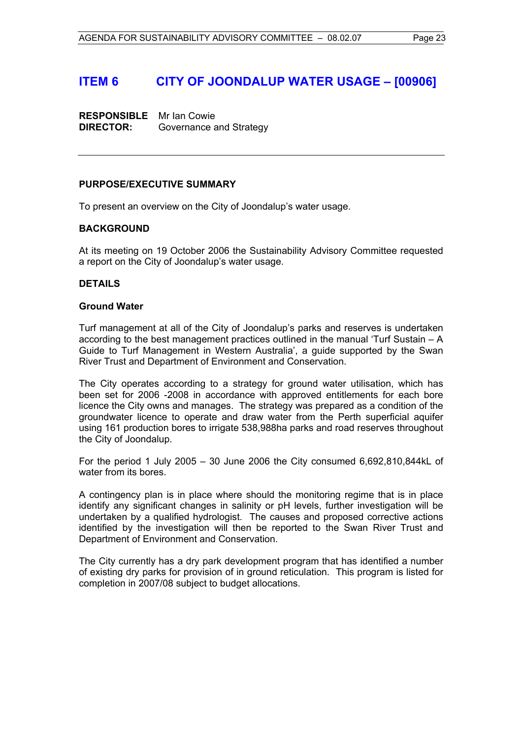# ITEM 6 CITY OF JOONDALUP WATER USAGE – [00906]

**RESPONSIBLE DIRECTOR:** Mr Ian Cowie
Governance and Strategy

---

**PURPOSE/EXECUTIVE SUMMARY**

To present an overview on the City of Joondalup's water usage.

**BACKGROUND**

At its meeting on 19 October 2006 the Sustainability Advisory Committee requested a report on the City of Joondalup's water usage.

**DETAILS**

**Ground Water**

Turf management at all of the City of Joondalup's parks and reserves is undertaken according to the best management practices outlined in the manual 'Turf Sustain – A Guide to Turf Management in Western Australia', a guide supported by the Swan River Trust and Department of Environment and Conservation.

The City operates according to a strategy for ground water utilisation, which has been set for 2006 -2008 in accordance with approved entitlements for each bore licence the City owns and manages. The strategy was prepared as a condition of the groundwater licence to operate and draw water from the Perth superficial aquifer using 161 production bores to irrigate 538,988ha parks and road reserves throughout the City of Joondalup.

For the period 1 July 2005 – 30 June 2006 the City consumed 6,692,810,844kL of water from its bores.

A contingency plan is in place where should the monitoring regime that is in place identify any significant changes in salinity or pH levels, further investigation will be undertaken by a qualified hydrologist. The causes and proposed corrective actions identified by the investigation will then be reported to the Swan River Trust and Department of Environment and Conservation.

The City currently has a dry park development program that has identified a number of existing dry parks for provision of in ground reticulation. This program is listed for completion in 2007/08 subject to budget allocations.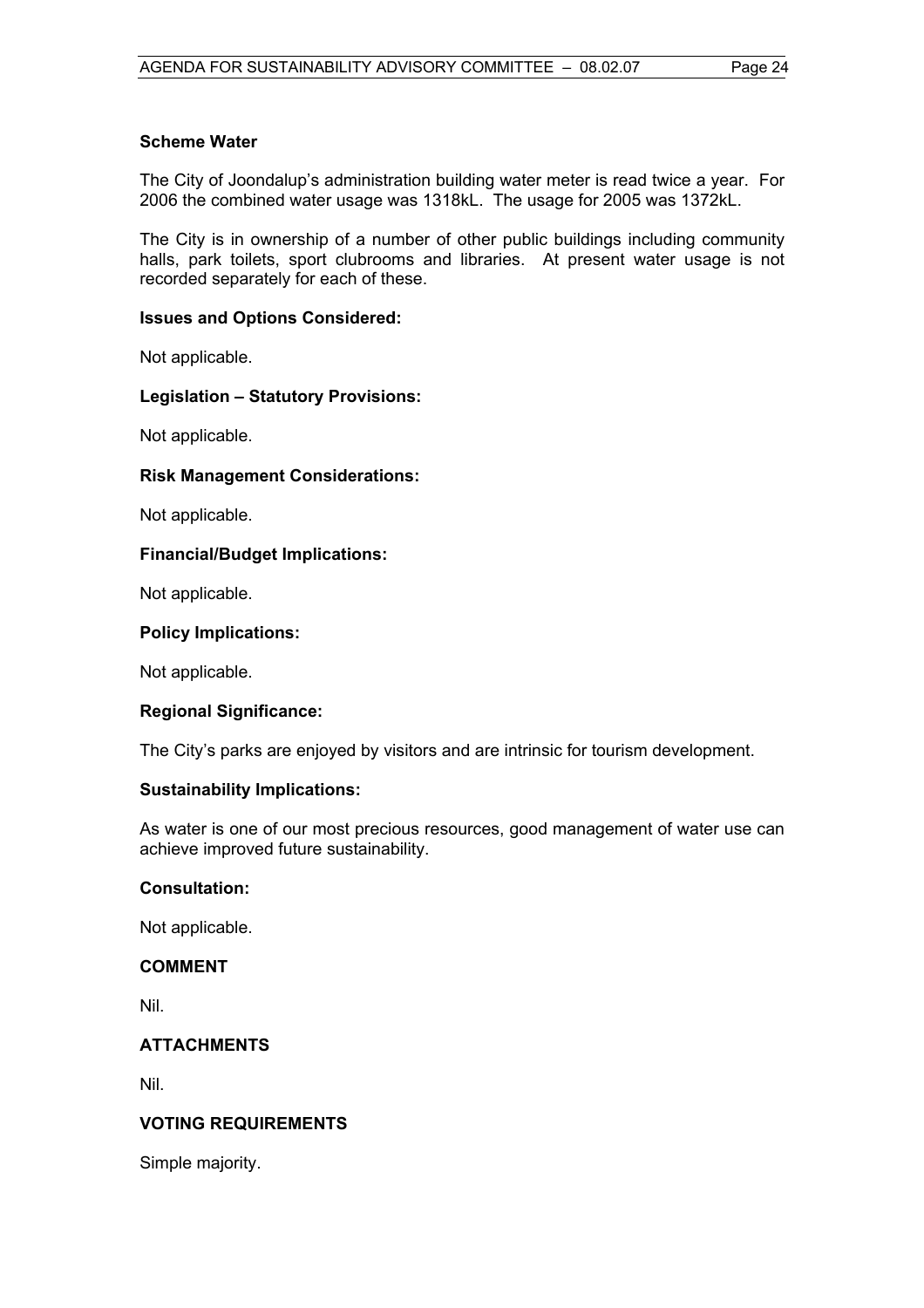**Scheme Water**

The City of Joondalup's administration building water meter is read twice a year. For 2006 the combined water usage was 1318kL. The usage for 2005 was 1372kL.

The City is in ownership of a number of other public buildings including community halls, park toilets, sport clubrooms and libraries. At present water usage is not recorded separately for each of these.

**Issues and Options Considered:**

Not applicable.

**Legislation – Statutory Provisions:**

Not applicable.

**Risk Management Considerations:**

Not applicable.

**Financial/Budget Implications:**

Not applicable.

**Policy Implications:**

Not applicable.

**Regional Significance:**

The City's parks are enjoyed by visitors and are intrinsic for tourism development.

**Sustainability Implications:**

As water is one of our most precious resources, good management of water use can achieve improved future sustainability.

**Consultation:**

Not applicable.

**COMMENT**

Nil.

**ATTACHMENTS**

Nil.

**VOTING REQUIREMENTS**

Simple majority.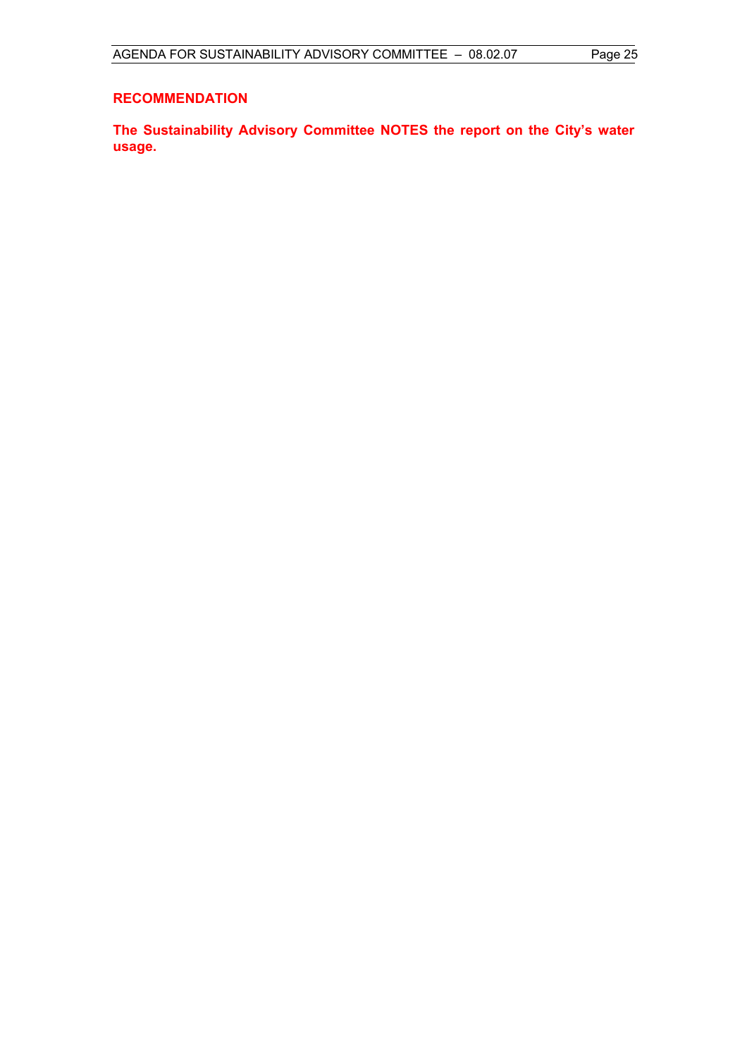## RECOMMENDATION

**The Sustainability Advisory Committee NOTES the report on the City's water usage.**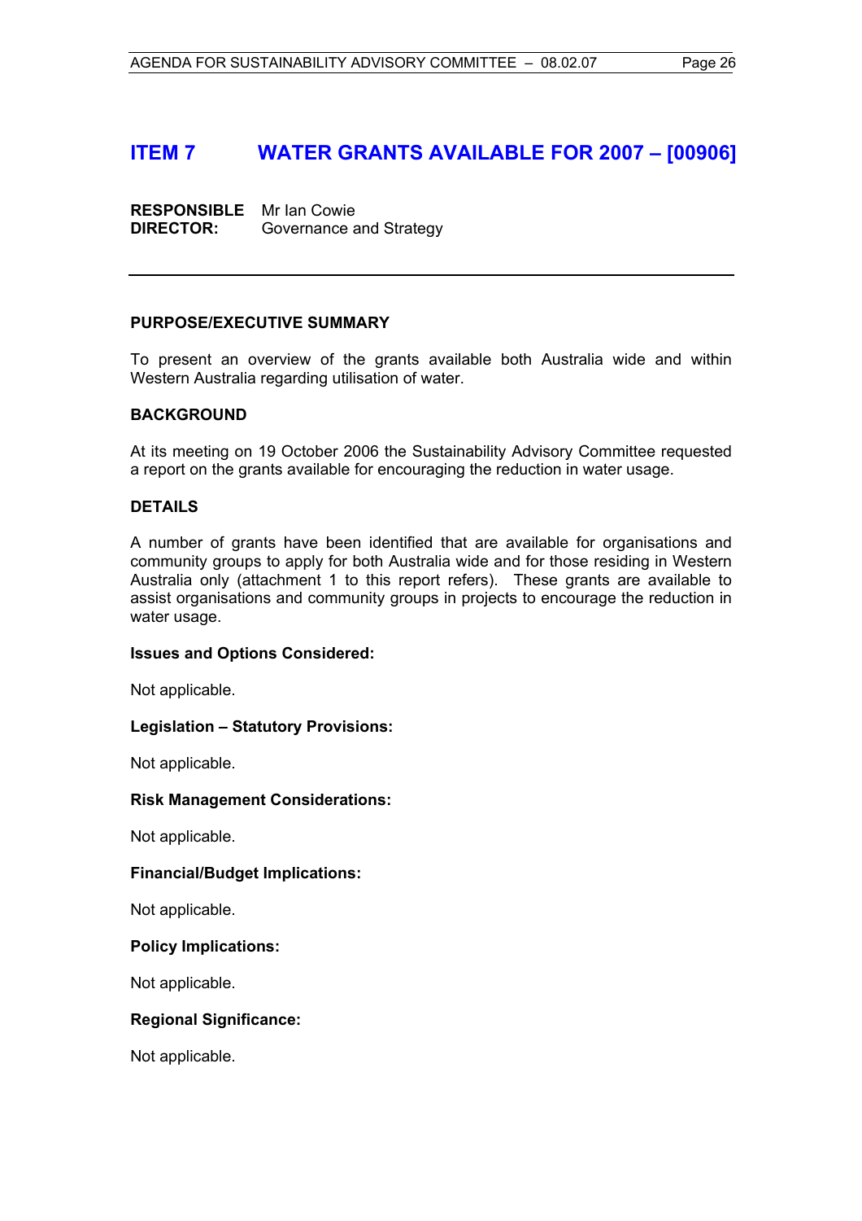# ITEM 7 WATER GRANTS AVAILABLE FOR 2007 – [00906]

**RESPONSIBLE DIRECTOR:** Mr Ian Cowie
Governance and Strategy

---

**PURPOSE/EXECUTIVE SUMMARY**

To present an overview of the grants available both Australia wide and within Western Australia regarding utilisation of water.

**BACKGROUND**

At its meeting on 19 October 2006 the Sustainability Advisory Committee requested a report on the grants available for encouraging the reduction in water usage.

**DETAILS**

A number of grants have been identified that are available for organisations and community groups to apply for both Australia wide and for those residing in Western Australia only (attachment 1 to this report refers). These grants are available to assist organisations and community groups in projects to encourage the reduction in water usage.

**Issues and Options Considered:**

Not applicable.

**Legislation – Statutory Provisions:**

Not applicable.

**Risk Management Considerations:**

Not applicable.

**Financial/Budget Implications:**

Not applicable.

**Policy Implications:**

Not applicable.

**Regional Significance:**

Not applicable.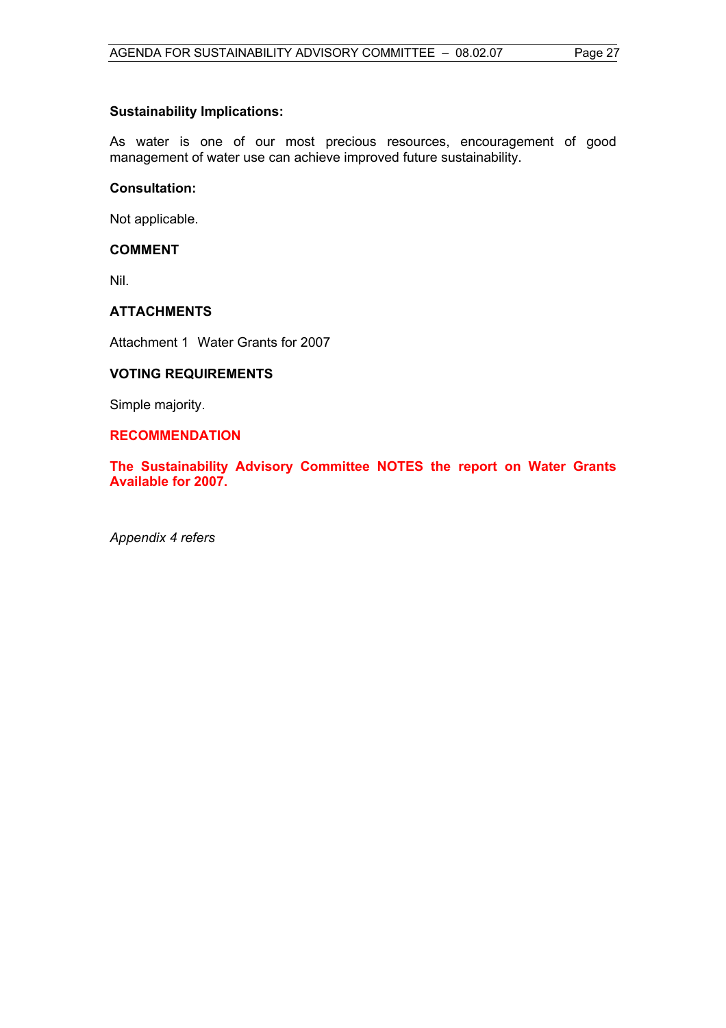**Sustainability Implications:**

As water is one of our most precious resources, encouragement of good management of water use can achieve improved future sustainability.

**Consultation:**

Not applicable.

## COMMENT

Nil.

## ATTACHMENTS

Attachment 1 Water Grants for 2007

## VOTING REQUIREMENTS

Simple majority.

## RECOMMENDATION

**The Sustainability Advisory Committee NOTES the report on Water Grants Available for 2007.**

*Appendix 4 refers*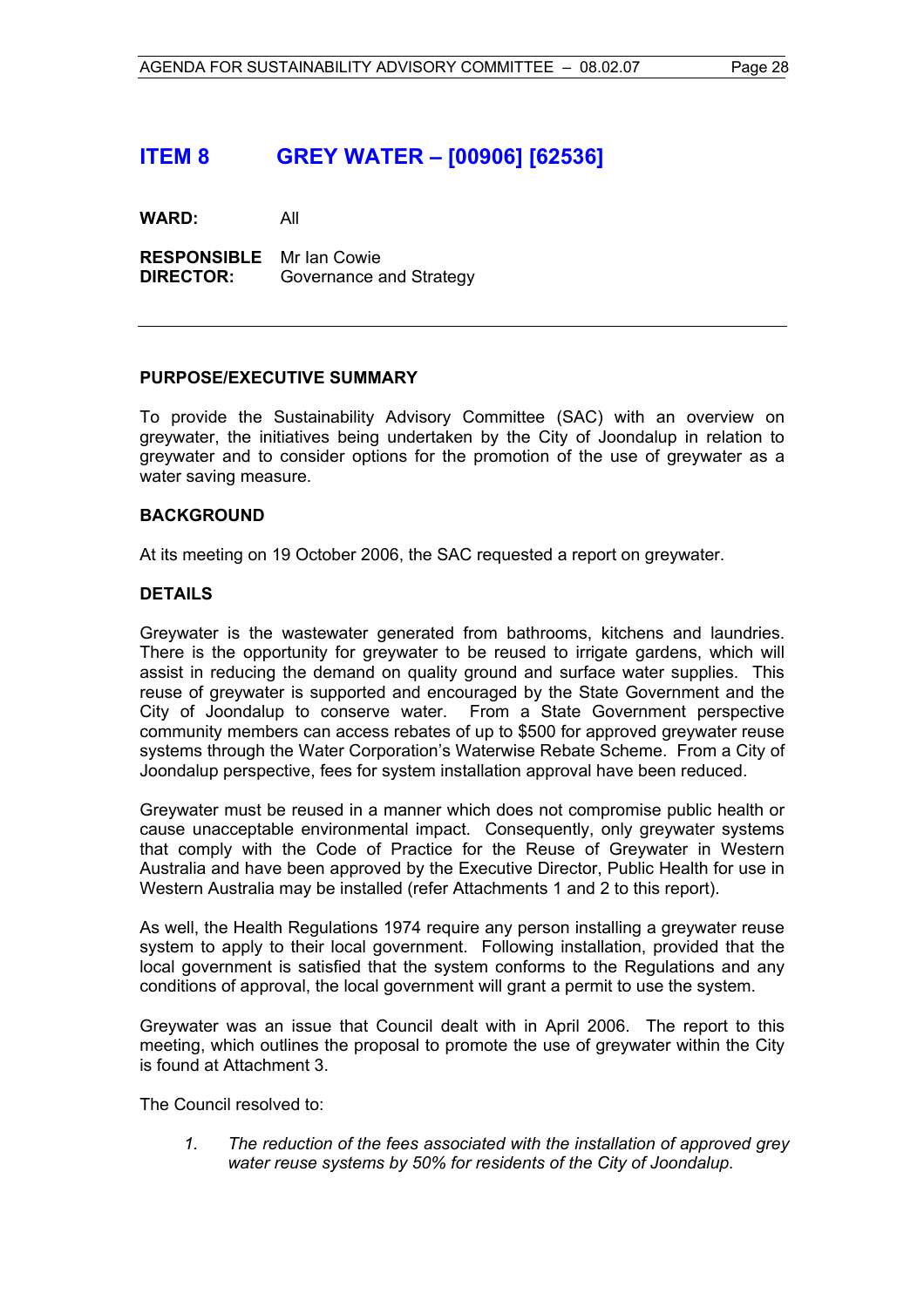# ITEM 8 GREY WATER – [00906] [62536]

**WARD:** All

**RESPONSIBLE DIRECTOR:** Mr Ian Cowie
Governance and Strategy

---

### PURPOSE/EXECUTIVE SUMMARY

To provide the Sustainability Advisory Committee (SAC) with an overview on greywater, the initiatives being undertaken by the City of Joondalup in relation to greywater and to consider options for the promotion of the use of greywater as a water saving measure.

### BACKGROUND

At its meeting on 19 October 2006, the SAC requested a report on greywater.

### DETAILS

Greywater is the wastewater generated from bathrooms, kitchens and laundries. There is the opportunity for greywater to be reused to irrigate gardens, which will assist in reducing the demand on quality ground and surface water supplies. This reuse of greywater is supported and encouraged by the State Government and the City of Joondalup to conserve water. From a State Government perspective community members can access rebates of up to $500 for approved greywater reuse systems through the Water Corporation's Waterwise Rebate Scheme. From a City of Joondalup perspective, fees for system installation approval have been reduced.

Greywater must be reused in a manner which does not compromise public health or cause unacceptable environmental impact. Consequently, only greywater systems that comply with the Code of Practice for the Reuse of Greywater in Western Australia and have been approved by the Executive Director, Public Health for use in Western Australia may be installed (refer Attachments 1 and 2 to this report).

As well, the Health Regulations 1974 require any person installing a greywater reuse system to apply to their local government. Following installation, provided that the local government is satisfied that the system conforms to the Regulations and any conditions of approval, the local government will grant a permit to use the system.

Greywater was an issue that Council dealt with in April 2006. The report to this meeting, which outlines the proposal to promote the use of greywater within the City is found at Attachment 3.

The Council resolved to:

1. *The reduction of the fees associated with the installation of approved grey water reuse systems by 50% for residents of the City of Joondalup.*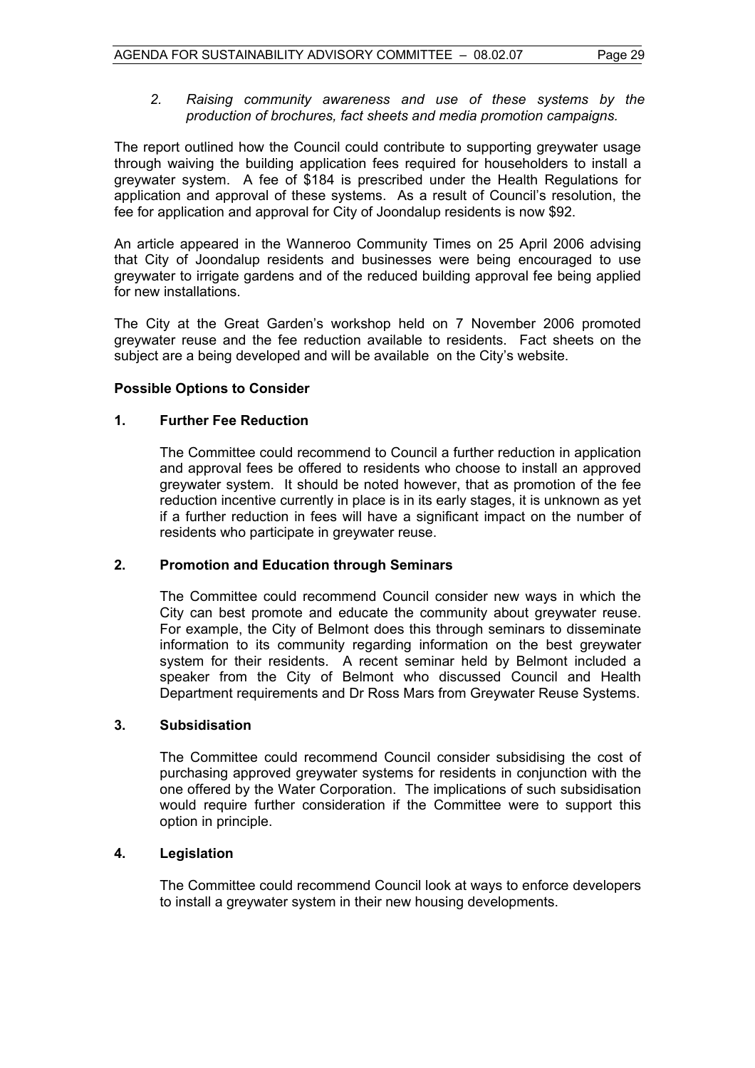2. *Raising community awareness and use of these systems by the production of brochures, fact sheets and media promotion campaigns.*

The report outlined how the Council could contribute to supporting greywater usage through waiving the building application fees required for householders to install a greywater system. A fee of $184 is prescribed under the Health Regulations for application and approval of these systems. As a result of Council's resolution, the fee for application and approval for City of Joondalup residents is now $92.

An article appeared in the Wanneroo Community Times on 25 April 2006 advising that City of Joondalup residents and businesses were being encouraged to use greywater to irrigate gardens and of the reduced building approval fee being applied for new installations.

The City at the Great Garden's workshop held on 7 November 2006 promoted greywater reuse and the fee reduction available to residents. Fact sheets on the subject are a being developed and will be available on the City's website.

**Possible Options to Consider**

**1. Further Fee Reduction**

The Committee could recommend to Council a further reduction in application and approval fees be offered to residents who choose to install an approved greywater system. It should be noted however, that as promotion of the fee reduction incentive currently in place is in its early stages, it is unknown as yet if a further reduction in fees will have a significant impact on the number of residents who participate in greywater reuse.

**2. Promotion and Education through Seminars**

The Committee could recommend Council consider new ways in which the City can best promote and educate the community about greywater reuse. For example, the City of Belmont does this through seminars to disseminate information to its community regarding information on the best greywater system for their residents. A recent seminar held by Belmont included a speaker from the City of Belmont who discussed Council and Health Department requirements and Dr Ross Mars from Greywater Reuse Systems.

**3. Subsidisation**

The Committee could recommend Council consider subsidising the cost of purchasing approved greywater systems for residents in conjunction with the one offered by the Water Corporation. The implications of such subsidisation would require further consideration if the Committee were to support this option in principle.

**4. Legislation**

The Committee could recommend Council look at ways to enforce developers to install a greywater system in their new housing developments.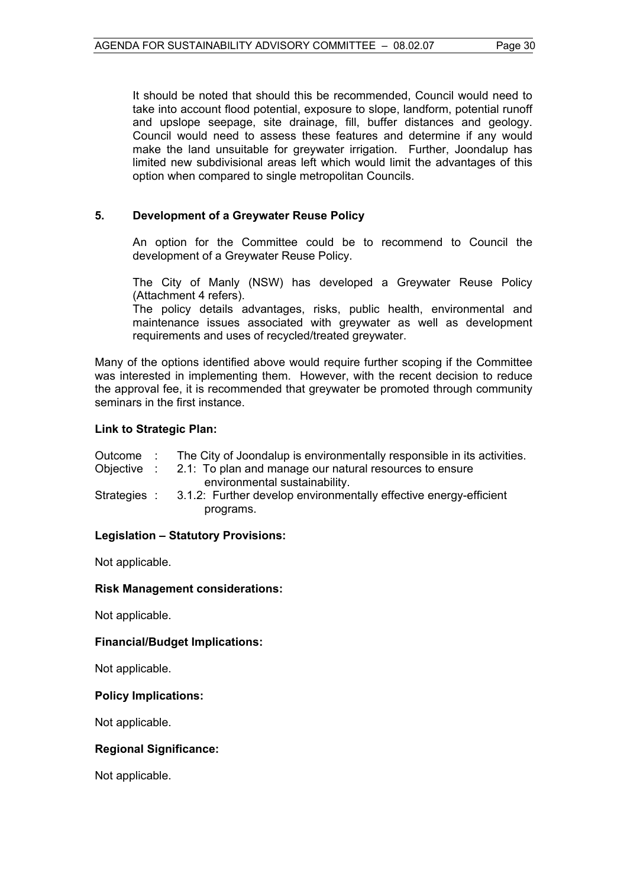It should be noted that should this be recommended, Council would need to take into account flood potential, exposure to slope, landform, potential runoff and upslope seepage, site drainage, fill, buffer distances and geology. Council would need to assess these features and determine if any would make the land unsuitable for greywater irrigation. Further, Joondalup has limited new subdivisional areas left which would limit the advantages of this option when compared to single metropolitan Councils.

**5. Development of a Greywater Reuse Policy**

An option for the Committee could be to recommend to Council the development of a Greywater Reuse Policy.

The City of Manly (NSW) has developed a Greywater Reuse Policy (Attachment 4 refers).
The policy details advantages, risks, public health, environmental and maintenance issues associated with greywater as well as development requirements and uses of recycled/treated greywater.

Many of the options identified above would require further scoping if the Committee was interested in implementing them. However, with the recent decision to reduce the approval fee, it is recommended that greywater be promoted through community seminars in the first instance.

**Link to Strategic Plan:**

Outcome : The City of Joondalup is environmentally responsible in its activities.
Objective : 2.1: To plan and manage our natural resources to ensure environmental sustainability.
Strategies : 3.1.2: Further develop environmentally effective energy-efficient programs.

**Legislation – Statutory Provisions:**

Not applicable.

**Risk Management considerations:**

Not applicable.

**Financial/Budget Implications:**

Not applicable.

**Policy Implications:**

Not applicable.

**Regional Significance:**

Not applicable.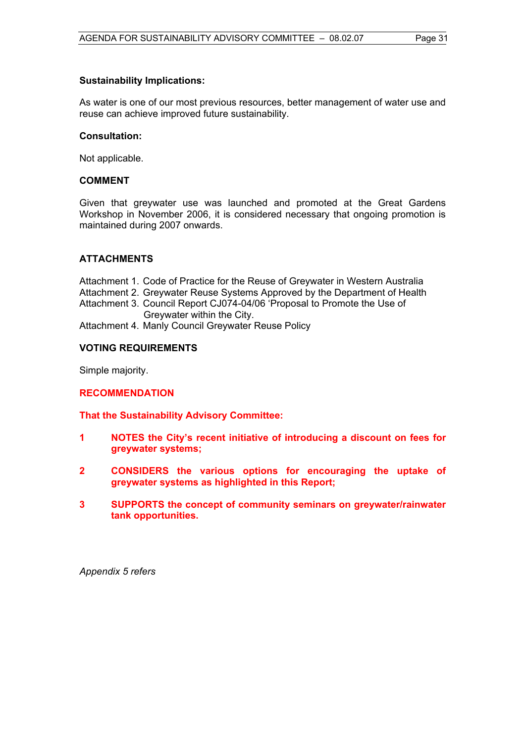**Sustainability Implications:**

As water is one of our most previous resources, better management of water use and reuse can achieve improved future sustainability.

**Consultation:**

Not applicable.

**COMMENT**

Given that greywater use was launched and promoted at the Great Gardens Workshop in November 2006, it is considered necessary that ongoing promotion is maintained during 2007 onwards.

**ATTACHMENTS**

Attachment 1. Code of Practice for the Reuse of Greywater in Western Australia
Attachment 2. Greywater Reuse Systems Approved by the Department of Health
Attachment 3. Council Report CJ074-04/06 'Proposal to Promote the Use of Greywater within the City.
Attachment 4. Manly Council Greywater Reuse Policy

**VOTING REQUIREMENTS**

Simple majority.

**RECOMMENDATION**

**That the Sustainability Advisory Committee:**

1 **NOTES the City's recent initiative of introducing a discount on fees for greywater systems;**

2 **CONSIDERS the various options for encouraging the uptake of greywater systems as highlighted in this Report;**

3 **SUPPORTS the concept of community seminars on greywater/rainwater tank opportunities.**

*Appendix 5 refers*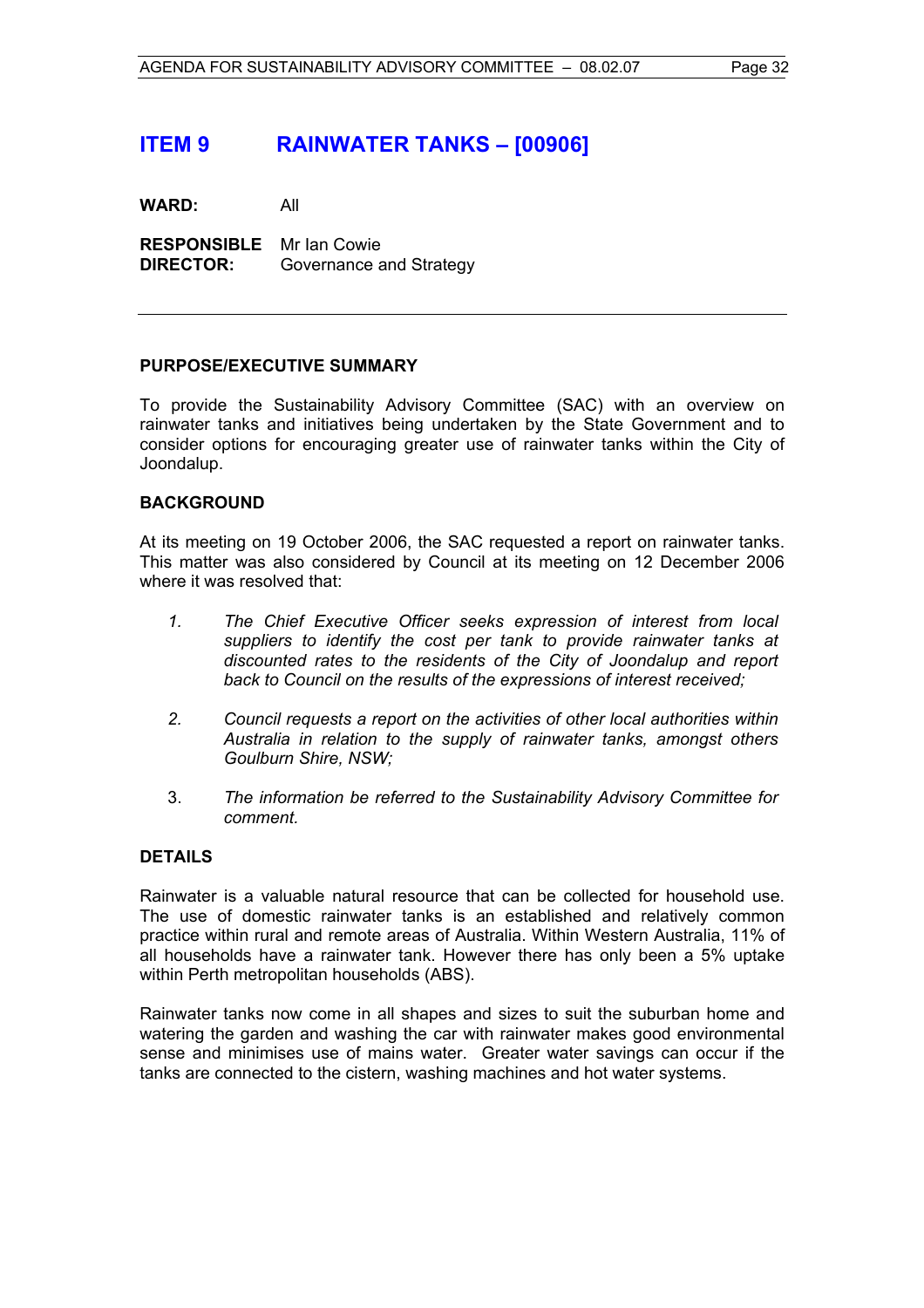# ITEM 9 RAINWATER TANKS – [00906]

**WARD:** All

**RESPONSIBLE DIRECTOR:** Mr Ian Cowie
Governance and Strategy

---

**PURPOSE/EXECUTIVE SUMMARY**

To provide the Sustainability Advisory Committee (SAC) with an overview on rainwater tanks and initiatives being undertaken by the State Government and to consider options for encouraging greater use of rainwater tanks within the City of Joondalup.

**BACKGROUND**

At its meeting on 19 October 2006, the SAC requested a report on rainwater tanks. This matter was also considered by Council at its meeting on 12 December 2006 where it was resolved that:

1. *The Chief Executive Officer seeks expression of interest from local suppliers to identify the cost per tank to provide rainwater tanks at discounted rates to the residents of the City of Joondalup and report back to Council on the results of the expressions of interest received;*

2. *Council requests a report on the activities of other local authorities within Australia in relation to the supply of rainwater tanks, amongst others Goulburn Shire, NSW;*

3. *The information be referred to the Sustainability Advisory Committee for comment.*

**DETAILS**

Rainwater is a valuable natural resource that can be collected for household use. The use of domestic rainwater tanks is an established and relatively common practice within rural and remote areas of Australia. Within Western Australia, 11% of all households have a rainwater tank. However there has only been a 5% uptake within Perth metropolitan households (ABS).

Rainwater tanks now come in all shapes and sizes to suit the suburban home and watering the garden and washing the car with rainwater makes good environmental sense and minimises use of mains water. Greater water savings can occur if the tanks are connected to the cistern, washing machines and hot water systems.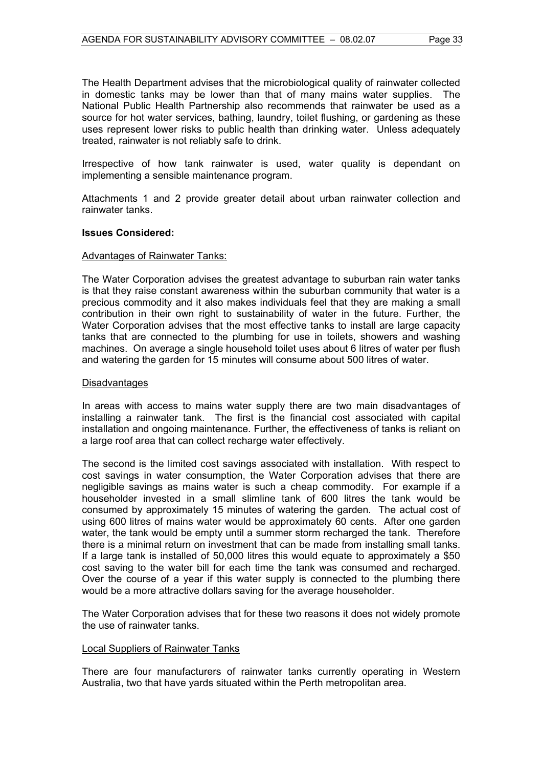The Health Department advises that the microbiological quality of rainwater collected in domestic tanks may be lower than that of many mains water supplies. The National Public Health Partnership also recommends that rainwater be used as a source for hot water services, bathing, laundry, toilet flushing, or gardening as these uses represent lower risks to public health than drinking water. Unless adequately treated, rainwater is not reliably safe to drink.

Irrespective of how tank rainwater is used, water quality is dependant on implementing a sensible maintenance program.

Attachments 1 and 2 provide greater detail about urban rainwater collection and rainwater tanks.

**Issues Considered:**

Advantages of Rainwater Tanks:

The Water Corporation advises the greatest advantage to suburban rain water tanks is that they raise constant awareness within the suburban community that water is a precious commodity and it also makes individuals feel that they are making a small contribution in their own right to sustainability of water in the future. Further, the Water Corporation advises that the most effective tanks to install are large capacity tanks that are connected to the plumbing for use in toilets, showers and washing machines. On average a single household toilet uses about 6 litres of water per flush and watering the garden for 15 minutes will consume about 500 litres of water.

Disadvantages

In areas with access to mains water supply there are two main disadvantages of installing a rainwater tank. The first is the financial cost associated with capital installation and ongoing maintenance. Further, the effectiveness of tanks is reliant on a large roof area that can collect recharge water effectively.

The second is the limited cost savings associated with installation. With respect to cost savings in water consumption, the Water Corporation advises that there are negligible savings as mains water is such a cheap commodity. For example if a householder invested in a small slimline tank of 600 litres the tank would be consumed by approximately 15 minutes of watering the garden. The actual cost of using 600 litres of mains water would be approximately 60 cents. After one garden water, the tank would be empty until a summer storm recharged the tank. Therefore there is a minimal return on investment that can be made from installing small tanks. If a large tank is installed of 50,000 litres this would equate to approximately a $50 cost saving to the water bill for each time the tank was consumed and recharged. Over the course of a year if this water supply is connected to the plumbing there would be a more attractive dollars saving for the average householder.

The Water Corporation advises that for these two reasons it does not widely promote the use of rainwater tanks.

Local Suppliers of Rainwater Tanks

There are four manufacturers of rainwater tanks currently operating in Western Australia, two that have yards situated within the Perth metropolitan area.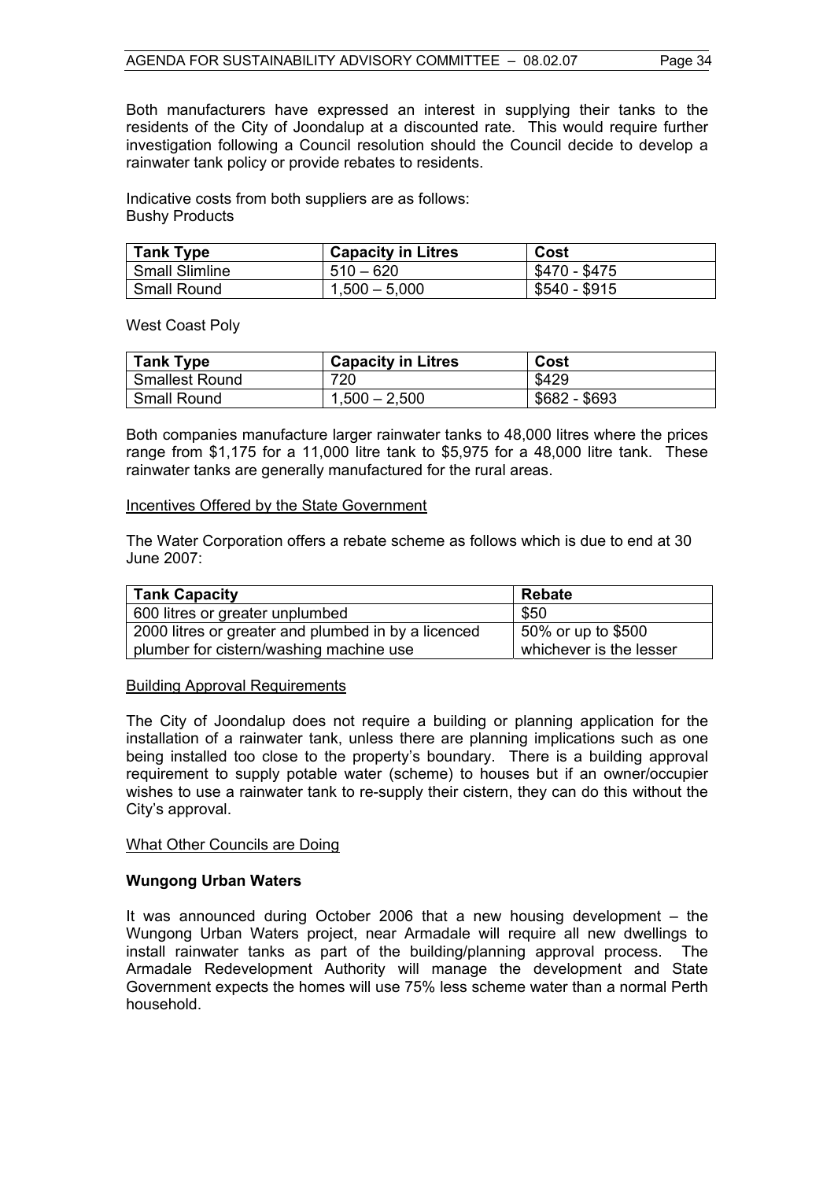Both manufacturers have expressed an interest in supplying their tanks to the residents of the City of Joondalup at a discounted rate. This would require further investigation following a Council resolution should the Council decide to develop a rainwater tank policy or provide rebates to residents.

Indicative costs from both suppliers are as follows:
Bushy Products

| Tank Type | Capacity in Litres | Cost |
|---|---|---|
| Small Slimline | 510 – 620 | $470 - $475 |
| Small Round | 1,500 – 5,000 | $540 - $915 |

West Coast Poly

| Tank Type | Capacity in Litres | Cost |
|---|---|---|
| Smallest Round | 720 | $429 |
| Small Round | 1,500 – 2,500 | $682 - $693 |

Both companies manufacture larger rainwater tanks to 48,000 litres where the prices range from $1,175 for a 11,000 litre tank to $5,975 for a 48,000 litre tank. These rainwater tanks are generally manufactured for the rural areas.

<u>Incentives Offered by the State Government</u>

The Water Corporation offers a rebate scheme as follows which is due to end at 30 June 2007:

| Tank Capacity | Rebate |
|---|---|
| 600 litres or greater unplumbed | $50 |
| 2000 litres or greater and plumbed by a licenced plumber for cistern/washing machine use | 50% or up to $500 whichever is the lesser |

<u>Building Approval Requirements</u>

The City of Joondalup does not require a building or planning application for the installation of a rainwater tank, unless there are planning implications such as one being installed too close to the property's boundary. There is a building approval requirement to supply potable water (scheme) to houses but if an owner/occupier wishes to use a rainwater tank to re-supply their cistern, they can do this without the City's approval.

<u>What Other Councils are Doing</u>

**Wungong Urban Waters**

It was announced during October 2006 that a new housing development – the Wungong Urban Waters project, near Armadale will require all new dwellings to install rainwater tanks as part of the building/planning approval process. The Armadale Redevelopment Authority will manage the development and State Government expects the homes will use 75% less scheme water than a normal Perth household.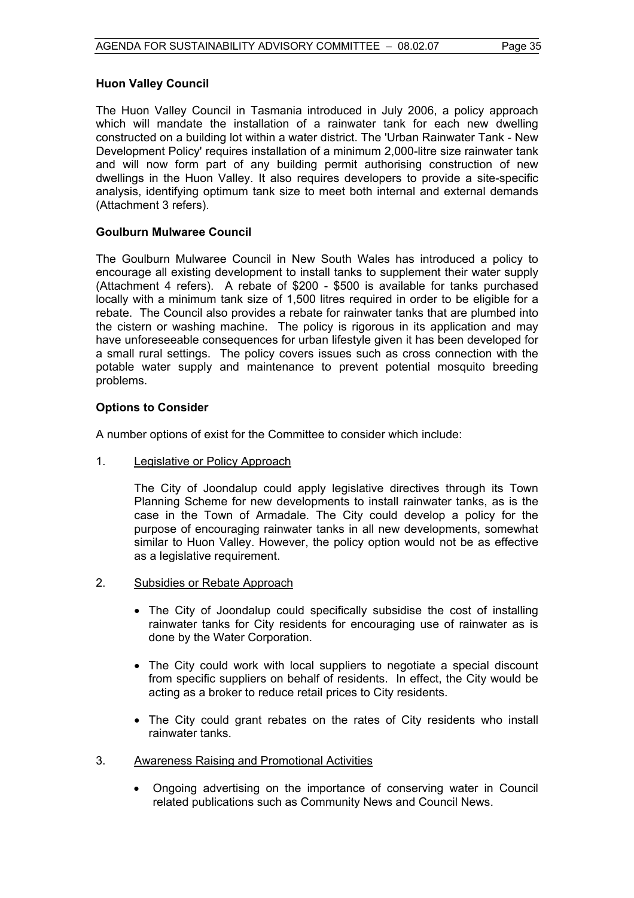**Huon Valley Council**

The Huon Valley Council in Tasmania introduced in July 2006, a policy approach which will mandate the installation of a rainwater tank for each new dwelling constructed on a building lot within a water district. The 'Urban Rainwater Tank - New Development Policy' requires installation of a minimum 2,000-litre size rainwater tank and will now form part of any building permit authorising construction of new dwellings in the Huon Valley. It also requires developers to provide a site-specific analysis, identifying optimum tank size to meet both internal and external demands (Attachment 3 refers).

**Goulburn Mulwaree Council**

The Goulburn Mulwaree Council in New South Wales has introduced a policy to encourage all existing development to install tanks to supplement their water supply (Attachment 4 refers). A rebate of $200 - $500 is available for tanks purchased locally with a minimum tank size of 1,500 litres required in order to be eligible for a rebate. The Council also provides a rebate for rainwater tanks that are plumbed into the cistern or washing machine. The policy is rigorous in its application and may have unforeseeable consequences for urban lifestyle given it has been developed for a small rural settings. The policy covers issues such as cross connection with the potable water supply and maintenance to prevent potential mosquito breeding problems.

**Options to Consider**

A number options of exist for the Committee to consider which include:

1. Legislative or Policy Approach

   The City of Joondalup could apply legislative directives through its Town Planning Scheme for new developments to install rainwater tanks, as is the case in the Town of Armadale. The City could develop a policy for the purpose of encouraging rainwater tanks in all new developments, somewhat similar to Huon Valley. However, the policy option would not be as effective as a legislative requirement.

2. Subsidies or Rebate Approach

   - The City of Joondalup could specifically subsidise the cost of installing rainwater tanks for City residents for encouraging use of rainwater as is done by the Water Corporation.
   - The City could work with local suppliers to negotiate a special discount from specific suppliers on behalf of residents. In effect, the City would be acting as a broker to reduce retail prices to City residents.
   - The City could grant rebates on the rates of City residents who install rainwater tanks.

3. Awareness Raising and Promotional Activities

   - Ongoing advertising on the importance of conserving water in Council related publications such as Community News and Council News.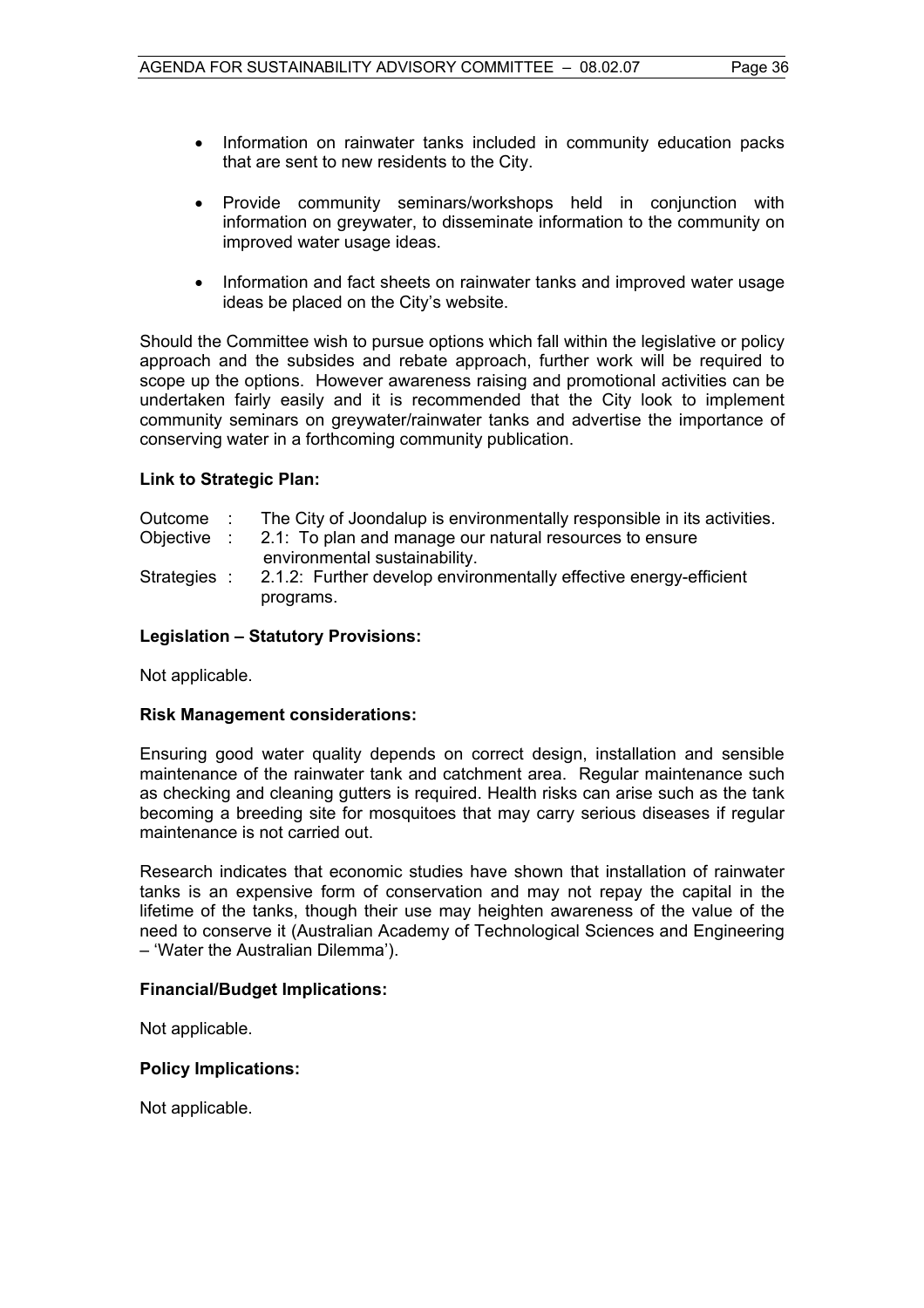- Information on rainwater tanks included in community education packs that are sent to new residents to the City.

- Provide community seminars/workshops held in conjunction with information on greywater, to disseminate information to the community on improved water usage ideas.

- Information and fact sheets on rainwater tanks and improved water usage ideas be placed on the City's website.

Should the Committee wish to pursue options which fall within the legislative or policy approach and the subsides and rebate approach, further work will be required to scope up the options. However awareness raising and promotional activities can be undertaken fairly easily and it is recommended that the City look to implement community seminars on greywater/rainwater tanks and advertise the importance of conserving water in a forthcoming community publication.

**Link to Strategic Plan:**

Outcome : The City of Joondalup is environmentally responsible in its activities.
Objective : 2.1: To plan and manage our natural resources to ensure environmental sustainability.
Strategies : 2.1.2: Further develop environmentally effective energy-efficient programs.

**Legislation – Statutory Provisions:**

Not applicable.

**Risk Management considerations:**

Ensuring good water quality depends on correct design, installation and sensible maintenance of the rainwater tank and catchment area. Regular maintenance such as checking and cleaning gutters is required. Health risks can arise such as the tank becoming a breeding site for mosquitoes that may carry serious diseases if regular maintenance is not carried out.

Research indicates that economic studies have shown that installation of rainwater tanks is an expensive form of conservation and may not repay the capital in the lifetime of the tanks, though their use may heighten awareness of the value of the need to conserve it (Australian Academy of Technological Sciences and Engineering – 'Water the Australian Dilemma').

**Financial/Budget Implications:**

Not applicable.

**Policy Implications:**

Not applicable.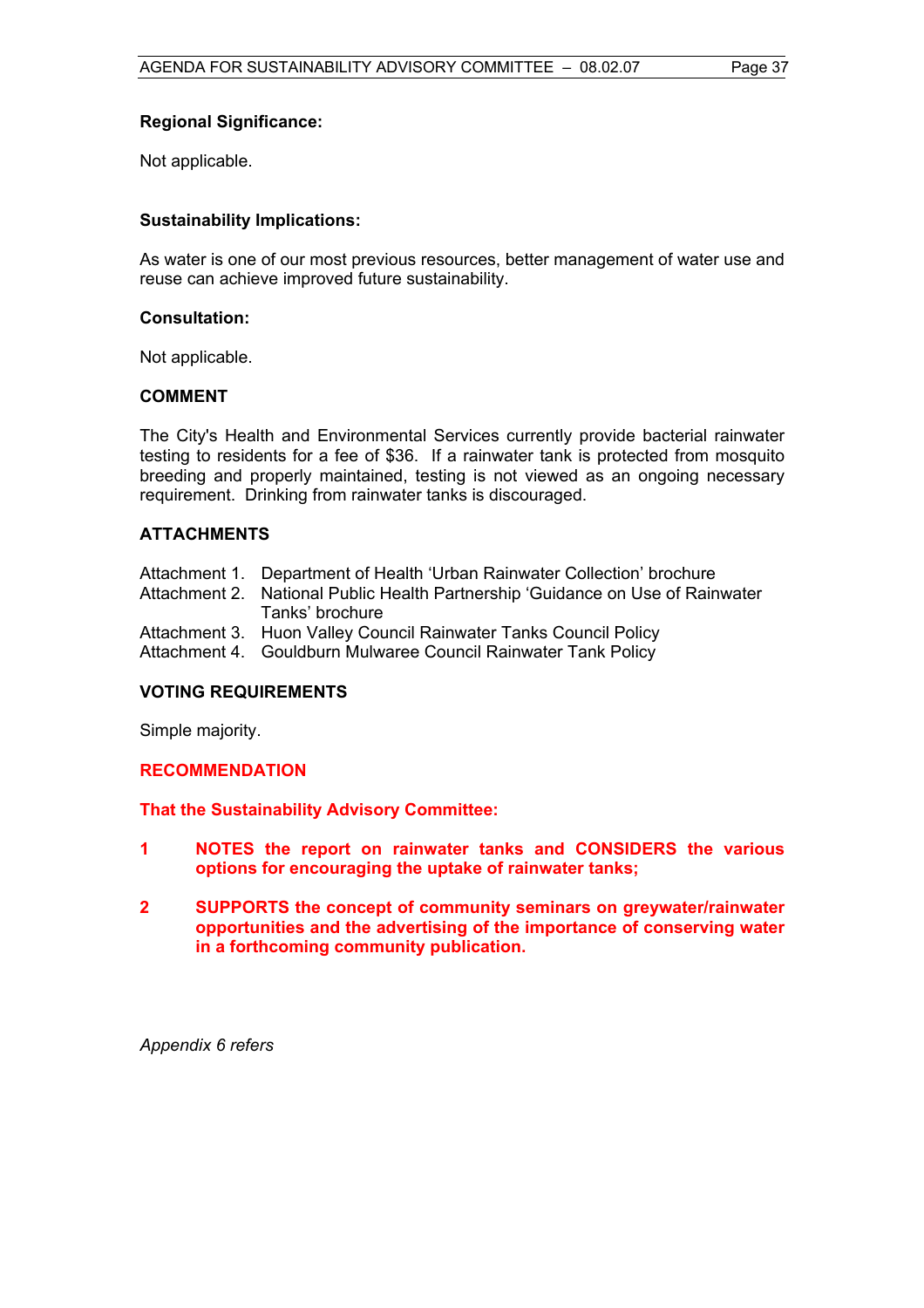**Regional Significance:**

Not applicable.

**Sustainability Implications:**

As water is one of our most previous resources, better management of water use and reuse can achieve improved future sustainability.

**Consultation:**

Not applicable.

**COMMENT**

The City's Health and Environmental Services currently provide bacterial rainwater testing to residents for a fee of $36. If a rainwater tank is protected from mosquito breeding and properly maintained, testing is not viewed as an ongoing necessary requirement. Drinking from rainwater tanks is discouraged.

**ATTACHMENTS**

Attachment 1. Department of Health 'Urban Rainwater Collection' brochure
Attachment 2. National Public Health Partnership 'Guidance on Use of Rainwater Tanks' brochure
Attachment 3. Huon Valley Council Rainwater Tanks Council Policy
Attachment 4. Gouldburn Mulwaree Council Rainwater Tank Policy

**VOTING REQUIREMENTS**

Simple majority.

**RECOMMENDATION**

**That the Sustainability Advisory Committee:**

1. **NOTES the report on rainwater tanks and CONSIDERS the various options for encouraging the uptake of rainwater tanks;**

2. **SUPPORTS the concept of community seminars on greywater/rainwater opportunities and the advertising of the importance of conserving water in a forthcoming community publication.**

*Appendix 6 refers*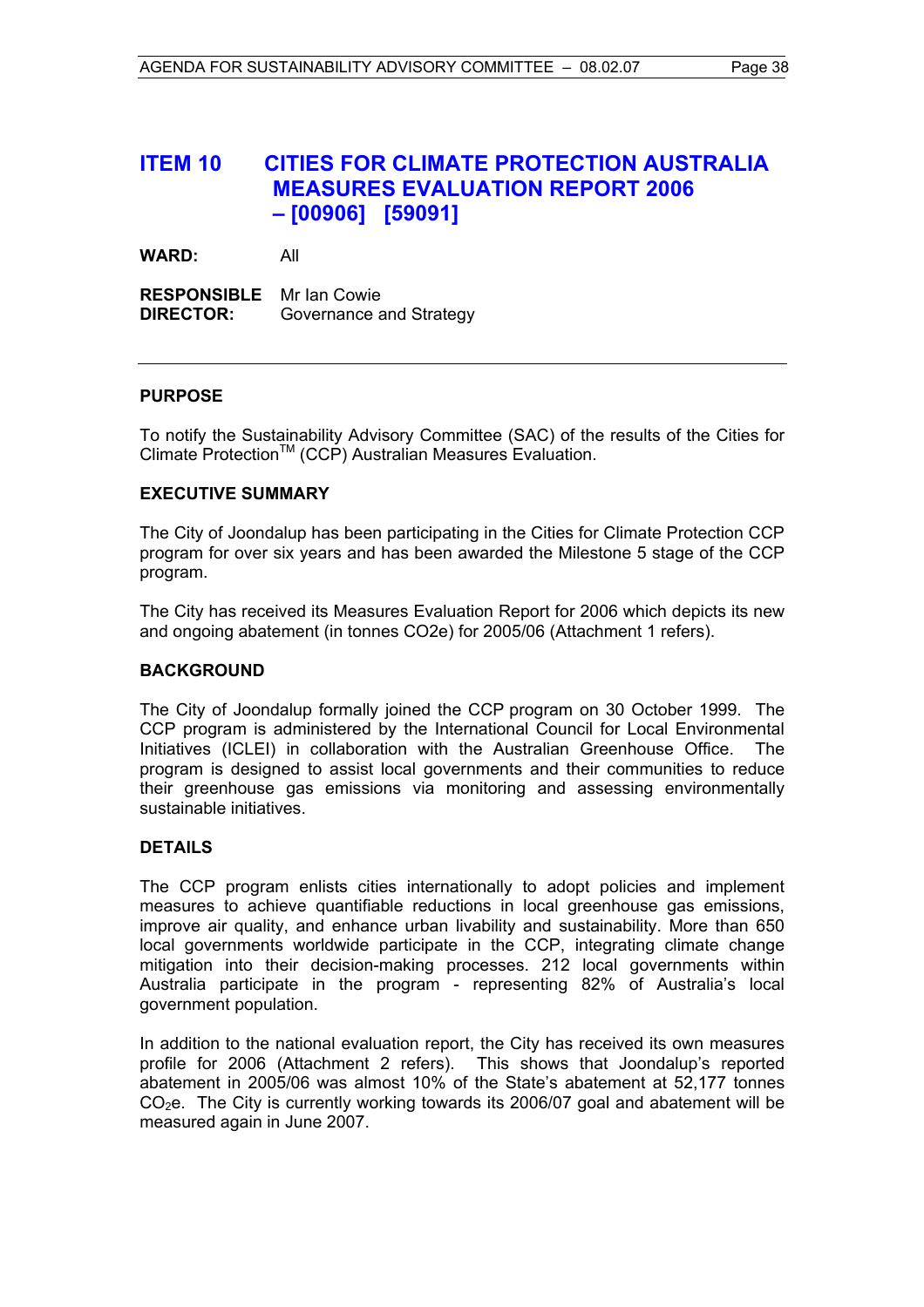# ITEM 10 CITIES FOR CLIMATE PROTECTION AUSTRALIA MEASURES EVALUATION REPORT 2006 – [00906] [59091]

**WARD:** All

**RESPONSIBLE DIRECTOR:** Mr Ian Cowie
Governance and Strategy

---

## PURPOSE

To notify the Sustainability Advisory Committee (SAC) of the results of the Cities for Climate Protection™ (CCP) Australian Measures Evaluation.

## EXECUTIVE SUMMARY

The City of Joondalup has been participating in the Cities for Climate Protection CCP program for over six years and has been awarded the Milestone 5 stage of the CCP program.

The City has received its Measures Evaluation Report for 2006 which depicts its new and ongoing abatement (in tonnes CO2e) for 2005/06 (Attachment 1 refers).

## BACKGROUND

The City of Joondalup formally joined the CCP program on 30 October 1999. The CCP program is administered by the International Council for Local Environmental Initiatives (ICLEI) in collaboration with the Australian Greenhouse Office. The program is designed to assist local governments and their communities to reduce their greenhouse gas emissions via monitoring and assessing environmentally sustainable initiatives.

## DETAILS

The CCP program enlists cities internationally to adopt policies and implement measures to achieve quantifiable reductions in local greenhouse gas emissions, improve air quality, and enhance urban livability and sustainability. More than 650 local governments worldwide participate in the CCP, integrating climate change mitigation into their decision-making processes. 212 local governments within Australia participate in the program - representing 82% of Australia's local government population.

In addition to the national evaluation report, the City has received its own measures profile for 2006 (Attachment 2 refers). This shows that Joondalup's reported abatement in 2005/06 was almost 10% of the State's abatement at 52,177 tonnes $CO_2e$. The City is currently working towards its 2006/07 goal and abatement will be measured again in June 2007.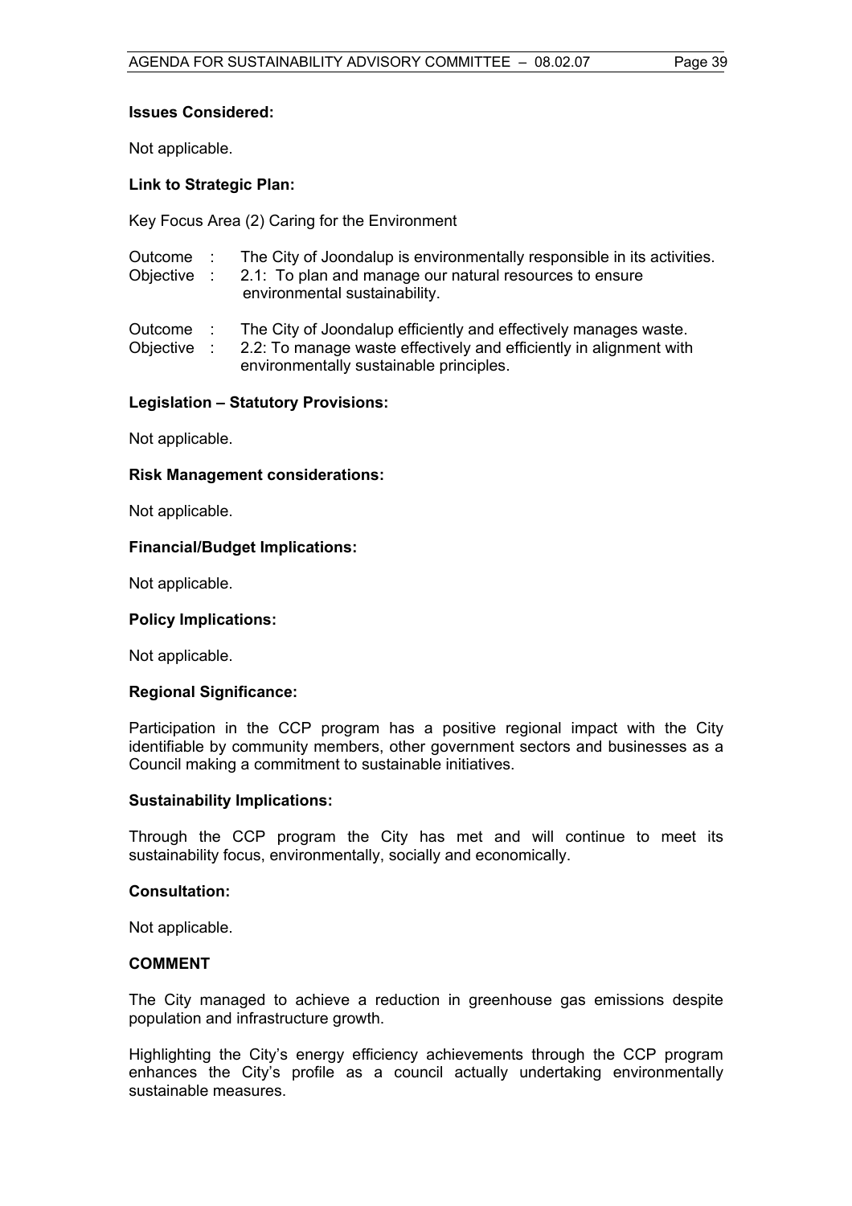**Issues Considered:**

Not applicable.

**Link to Strategic Plan:**

Key Focus Area (2) Caring for the Environment

Outcome : The City of Joondalup is environmentally responsible in its activities.
Objective : 2.1: To plan and manage our natural resources to ensure environmental sustainability.

Outcome : The City of Joondalup efficiently and effectively manages waste.
Objective : 2.2: To manage waste effectively and efficiently in alignment with environmentally sustainable principles.

**Legislation – Statutory Provisions:**

Not applicable.

**Risk Management considerations:**

Not applicable.

**Financial/Budget Implications:**

Not applicable.

**Policy Implications:**

Not applicable.

**Regional Significance:**

Participation in the CCP program has a positive regional impact with the City identifiable by community members, other government sectors and businesses as a Council making a commitment to sustainable initiatives.

**Sustainability Implications:**

Through the CCP program the City has met and will continue to meet its sustainability focus, environmentally, socially and economically.

**Consultation:**

Not applicable.

**COMMENT**

The City managed to achieve a reduction in greenhouse gas emissions despite population and infrastructure growth.

Highlighting the City's energy efficiency achievements through the CCP program enhances the City's profile as a council actually undertaking environmentally sustainable measures.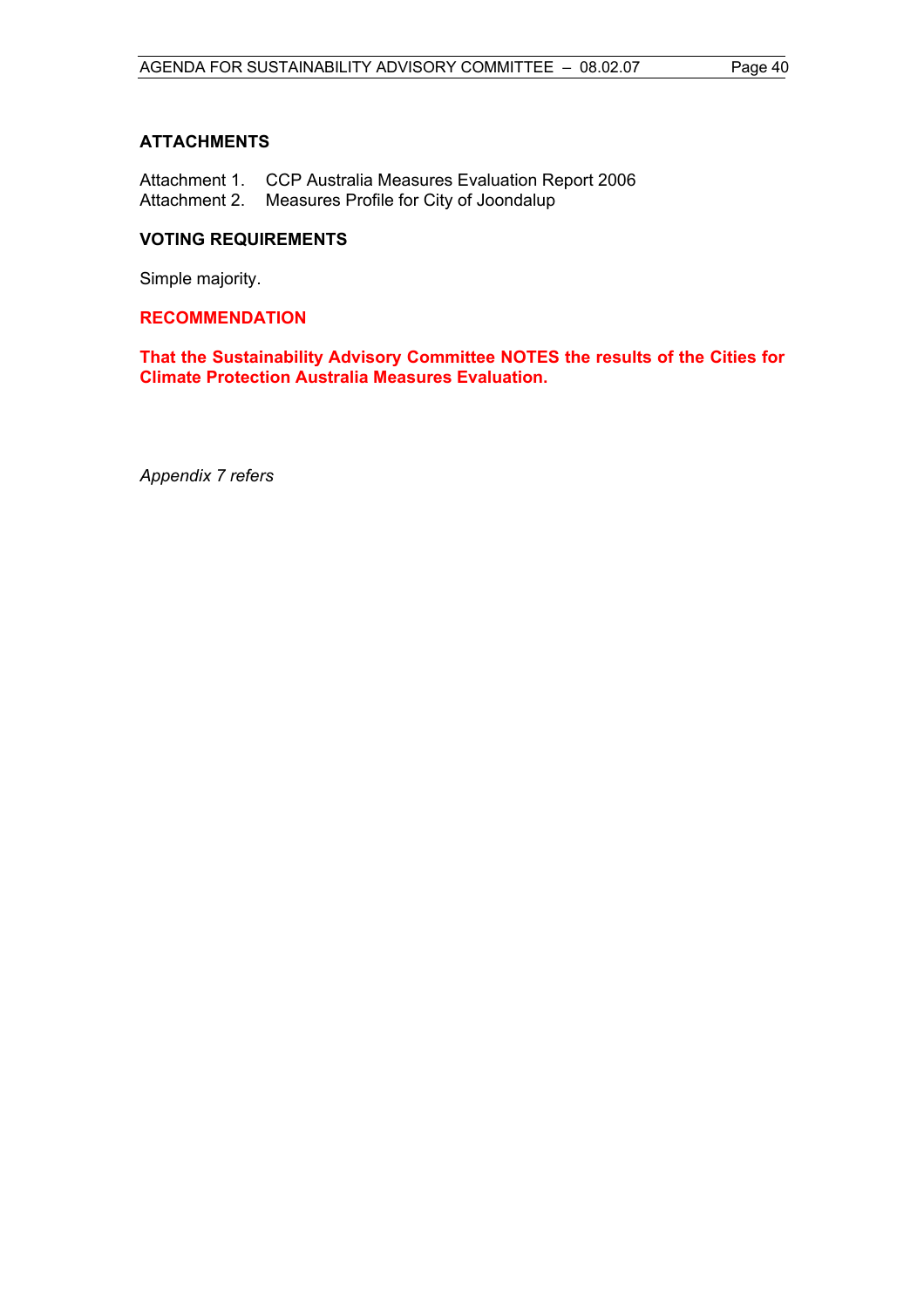## ATTACHMENTS

Attachment 1. CCP Australia Measures Evaluation Report 2006
Attachment 2. Measures Profile for City of Joondalup

## VOTING REQUIREMENTS

Simple majority.

## RECOMMENDATION

**That the Sustainability Advisory Committee NOTES the results of the Cities for Climate Protection Australia Measures Evaluation.**

*Appendix 7 refers*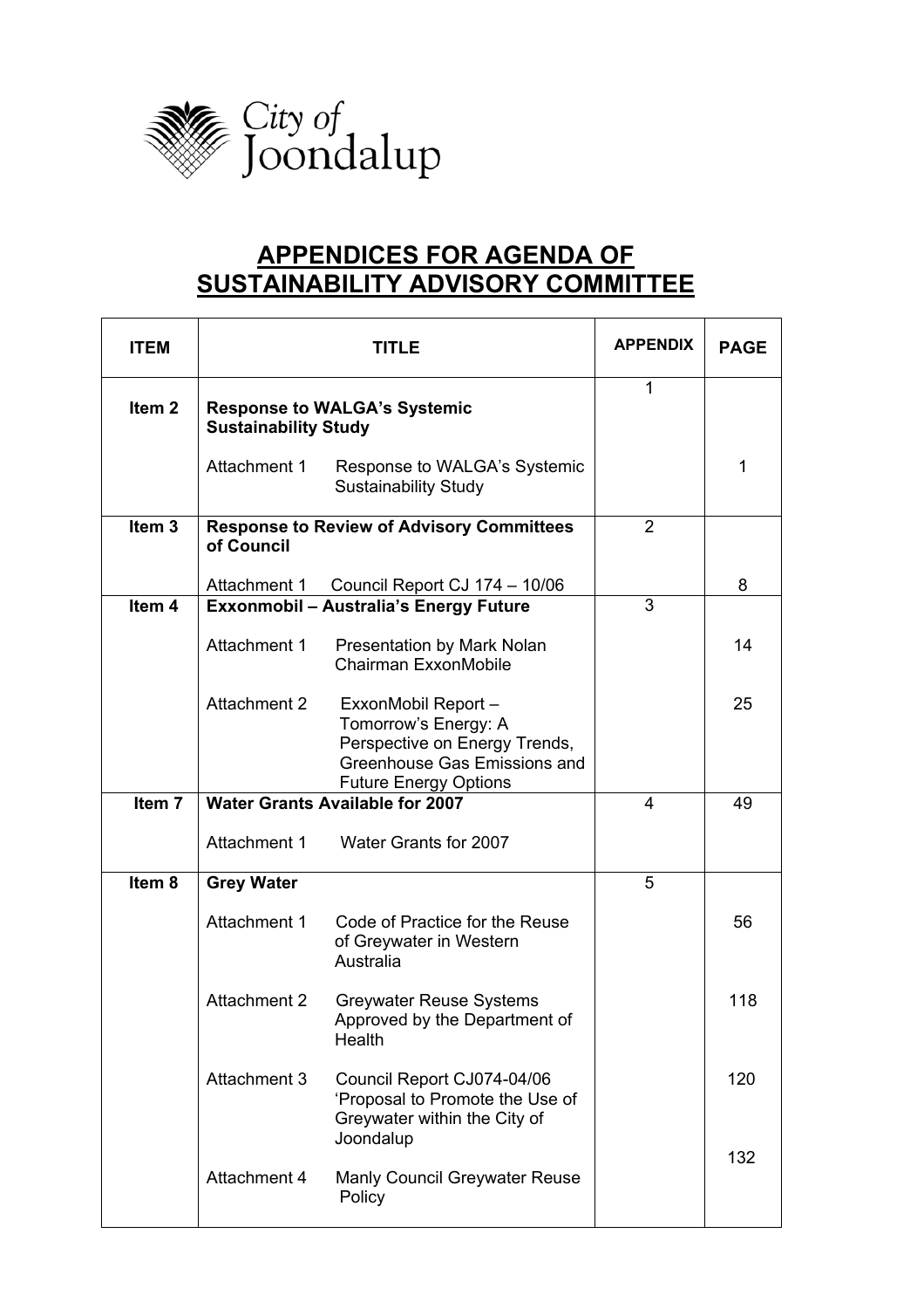City of Joondalup

# APPENDICES FOR AGENDA OF SUSTAINABILITY ADVISORY COMMITTEE

| ITEM | TITLE | | APPENDIX | PAGE |
|---|---|---|---|---|
| Item 2 | **Response to WALGA's Systemic Sustainability Study** | | 1 | |
| | Attachment 1 | Response to WALGA's Systemic Sustainability Study | | 1 |
| Item 3 | **Response to Review of Advisory Committees of Council** | | 2 | |
| | Attachment 1 | Council Report CJ 174 – 10/06 | | 8 |
| Item 4 | **Exxonmobil – Australia's Energy Future** | | 3 | |
| | Attachment 1 | Presentation by Mark Nolan Chairman ExxonMobile | | 14 |
| | Attachment 2 | ExxonMobil Report – Tomorrow's Energy: A Perspective on Energy Trends, Greenhouse Gas Emissions and Future Energy Options | | 25 |
| Item 7 | **Water Grants Available for 2007** | | 4 | 49 |
| | Attachment 1 | Water Grants for 2007 | | |
| Item 8 | **Grey Water** | | 5 | |
| | Attachment 1 | Code of Practice for the Reuse of Greywater in Western Australia | | 56 |
| | Attachment 2 | Greywater Reuse Systems Approved by the Department of Health | | 118 |
| | Attachment 3 | Council Report CJ074-04/06 'Proposal to Promote the Use of Greywater within the City of Joondalup | | 120 |
| | Attachment 4 | Manly Council Greywater Reuse Policy | | 132 |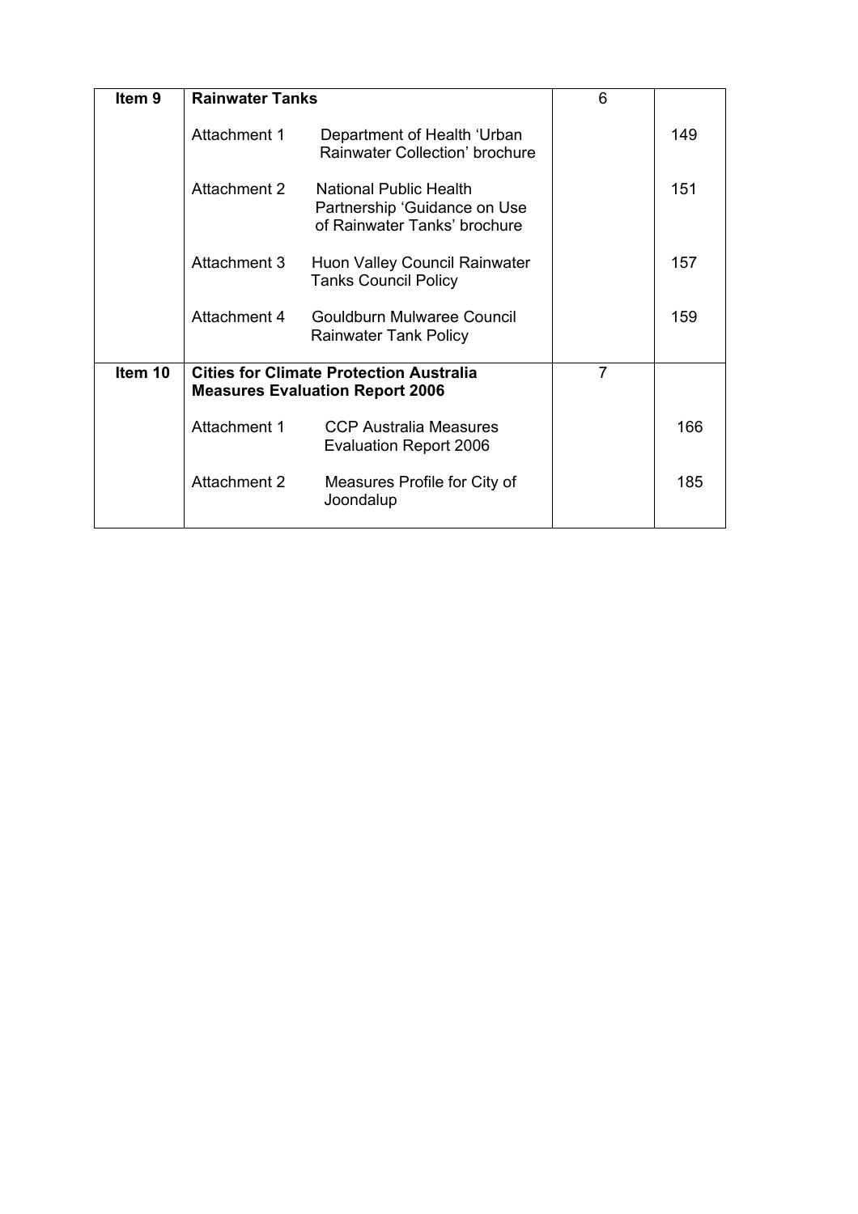| | | | |
|---|---|---|---|
| **Item 9** | **Rainwater Tanks** | 6 | |
| | Attachment 1 Department of Health 'Urban Rainwater Collection' brochure | | 149 |
| | Attachment 2 National Public Health Partnership 'Guidance on Use of Rainwater Tanks' brochure | | 151 |
| | Attachment 3 Huon Valley Council Rainwater Tanks Council Policy | | 157 |
| | Attachment 4 Gouldburn Mulwaree Council Rainwater Tank Policy | | 159 |
| **Item 10** | **Cities for Climate Protection Australia Measures Evaluation Report 2006** | 7 | |
| | Attachment 1 CCP Australia Measures Evaluation Report 2006 | | 166 |
| | Attachment 2 Measures Profile for City of Joondalup | | 185 |